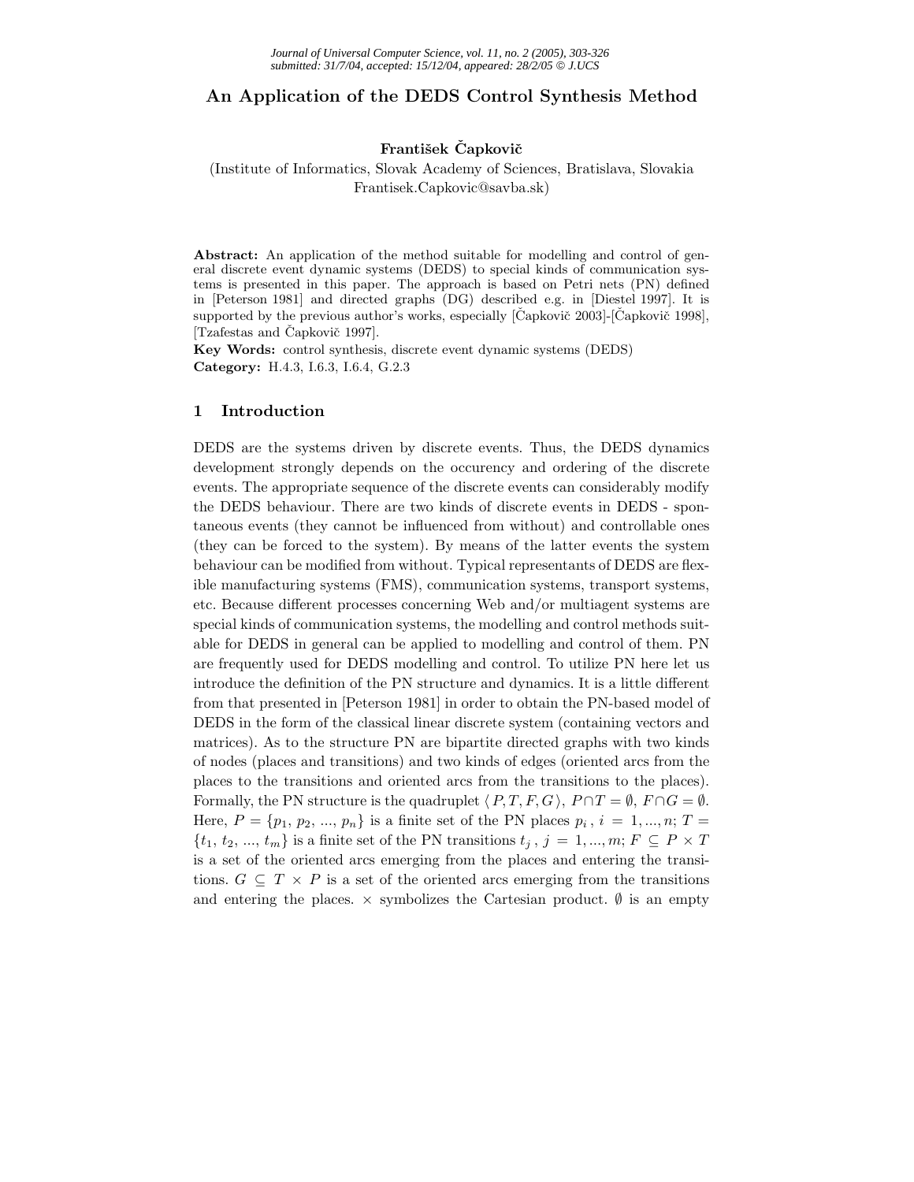# An Application of the DEDS Control Synthesis Method

**František Čapkovič**

(Institute of Informatics, Slovak Academy of Sciences, Bratislava, Slovakia
Frantisek.Capkovic@savba.sk)

**Abstract:** An application of the method suitable for modelling and control of general discrete event dynamic systems (DEDS) to special kinds of communication systems is presented in this paper. The approach is based on Petri nets (PN) defined in [Peterson 1981] and directed graphs (DG) described e.g. in [Diestel 1997]. It is supported by the previous author's works, especially [Čapkovič 2003]-[Čapkovič 1998], [Tzafestas and Čapkovič 1997].

**Key Words:** control synthesis, discrete event dynamic systems (DEDS)
**Category:** H.4.3, I.6.3, I.6.4, G.2.3

## 1 Introduction

DEDS are the systems driven by discrete events. Thus, the DEDS dynamics development strongly depends on the occurency and ordering of the discrete events. The appropriate sequence of the discrete events can considerably modify the DEDS behaviour. There are two kinds of discrete events in DEDS - spontaneous events (they cannot be influenced from without) and controllable ones (they can be forced to the system). By means of the latter events the system behaviour can be modified from without. Typical representants of DEDS are flexible manufacturing systems (FMS), communication systems, transport systems, etc. Because different processes concerning Web and/or multiagent systems are special kinds of communication systems, the modelling and control methods suitable for DEDS in general can be applied to modelling and control of them. PN are frequently used for DEDS modelling and control. To utilize PN here let us introduce the definition of the PN structure and dynamics. It is a little different from that presented in [Peterson 1981] in order to obtain the PN-based model of DEDS in the form of the classical linear discrete system (containing vectors and matrices). As to the structure PN are bipartite directed graphs with two kinds of nodes (places and transitions) and two kinds of edges (oriented arcs from the places to the transitions and oriented arcs from the transitions to the places). Formally, the PN structure is the quadruplet $\langle P, T, F, G \rangle$, $P \cap T = \emptyset$, $F \cap G = \emptyset$. Here, $P = \{p_1, p_2, ..., p_n\}$ is a finite set of the PN places $p_i$, $i = 1, ..., n$; $T = \{t_1, t_2, ..., t_m\}$ is a finite set of the PN transitions $t_j$, $j = 1, ..., m$; $F \subseteq P \times T$ is a set of the oriented arcs emerging from the places and entering the transitions. $G \subseteq T \times P$ is a set of the oriented arcs emerging from the transitions and entering the places. $\times$ symbolizes the Cartesian product. $\emptyset$ is an empty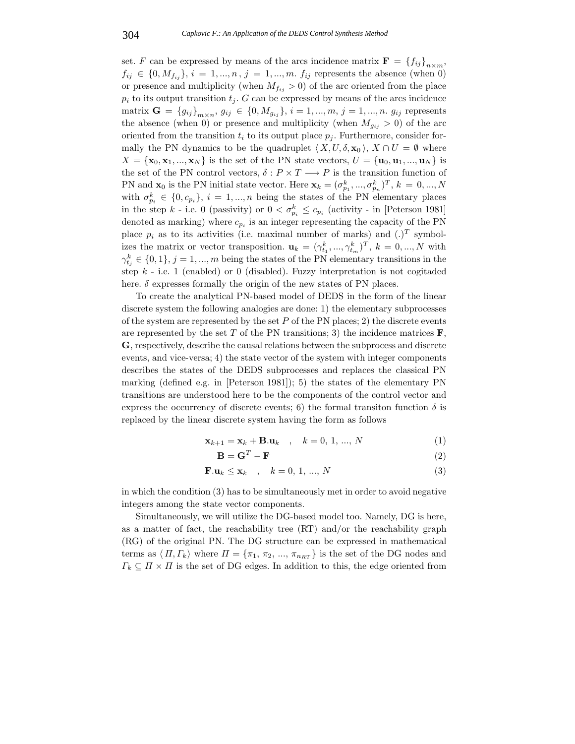set. $F$ can be expressed by means of the arcs incidence matrix $\mathbf{F} = \{f_{ij}\}_{n \times m}$, $f_{ij} \in \{0, M_{f_{ij}}\}$, $i = 1, ..., n$, $j = 1, ..., m$. $f_{ij}$ represents the absence (when 0) or presence and multiplicity (when $M_{f_{ij}} > 0$) of the arc oriented from the place $p_i$ to its output transition $t_j$. $G$ can be expressed by means of the arcs incidence matrix $\mathbf{G} = \{g_{ij}\}_{m \times n}$, $g_{ij} \in \{0, M_{g_{ij}}\}$, $i = 1, ..., m$, $j = 1, ..., n$. $g_{ij}$ represents the absence (when 0) or presence and multiplicity (when $M_{g_{ij}} > 0$) of the arc oriented from the transition $t_i$ to its output place $p_j$. Furthermore, consider formally the PN dynamics to be the quadruplet $\langle X, U, \delta, \mathbf{x}_0 \rangle$, $X \cap U = \emptyset$ where $X = \{\mathbf{x}_0, \mathbf{x}_1, ..., \mathbf{x}_N\}$ is the set of the PN state vectors, $U = \{\mathbf{u}_0, \mathbf{u}_1, ..., \mathbf{u}_N\}$ is the set of the PN control vectors, $\delta : P \times T \longrightarrow P$ is the transition function of PN and $\mathbf{x}_0$ is the PN initial state vector. Here $\mathbf{x}_k = (\sigma^k_{p_1}, ..., \sigma^k_{p_n})^T$, $k = 0, ..., N$ with $\sigma^k_{p_i} \in \{0, c_{p_i}\}$, $i = 1, ..., n$ being the states of the PN elementary places in the step $k$ - i.e. 0 (passivity) or $0 < \sigma^k_{p_i} \leq c_{p_i}$ (activity - in [Peterson 1981] denoted as marking) where $c_{p_i}$ is an integer representing the capacity of the PN place $p_i$ as to its activities (i.e. maximal number of marks) and $(.)^T$ symbolizes the matrix or vector transposition. $\mathbf{u}_k = (\gamma^k_{t_1}, ..., \gamma^k_{t_m})^T$, $k = 0, ..., N$ with $\gamma^k_{t_j} \in \{0, 1\}$, $j = 1, ..., m$ being the states of the PN elementary transitions in the step $k$ - i.e. 1 (enabled) or 0 (disabled). Fuzzy interpretation is not cogitaded here. $\delta$ expresses formally the origin of the new states of PN places.

To create the analytical PN-based model of DEDS in the form of the linear discrete system the following analogies are done: 1) the elementary subprocesses of the system are represented by the set $P$ of the PN places; 2) the discrete events are represented by the set $T$ of the PN transitions; 3) the incidence matrices $\mathbf{F}$, $\mathbf{G}$, respectively, describe the causal relations between the subprocess and discrete events, and vice-versa; 4) the state vector of the system with integer components describes the states of the DEDS subprocesses and replaces the classical PN marking (defined e.g. in [Peterson 1981]); 5) the states of the elementary PN transitions are understood here to be the components of the control vector and express the occurrency of discrete events; 6) the formal transiton function $\delta$ is replaced by the linear discrete system having the form as follows

$$\mathbf{x}_{k+1} = \mathbf{x}_k + \mathbf{B}.\mathbf{u}_k \quad , \quad k = 0,\, 1,\, ...,\, N \tag{1}$$

$$\mathbf{B} = \mathbf{G}^T - \mathbf{F} \tag{2}$$

$$\mathbf{F}.\mathbf{u}_k \leq \mathbf{x}_k \quad , \quad k = 0,\, 1,\, ...,\, N \tag{3}$$

in which the condition (3) has to be simultaneously met in order to avoid negative integers among the state vector components.

Simultaneously, we will utilize the DG-based model too. Namely, DG is here, as a matter of fact, the reachability tree (RT) and/or the reachability graph (RG) of the original PN. The DG structure can be expressed in mathematical terms as $\langle \Pi, \Gamma_k \rangle$ where $\Pi = \{\pi_1,\, \pi_2,\, ...,\, \pi_{n_{RT}}\}$ is the set of the DG nodes and $\Gamma_k \subseteq \Pi \times \Pi$ is the set of DG edges. In addition to this, the edge oriented from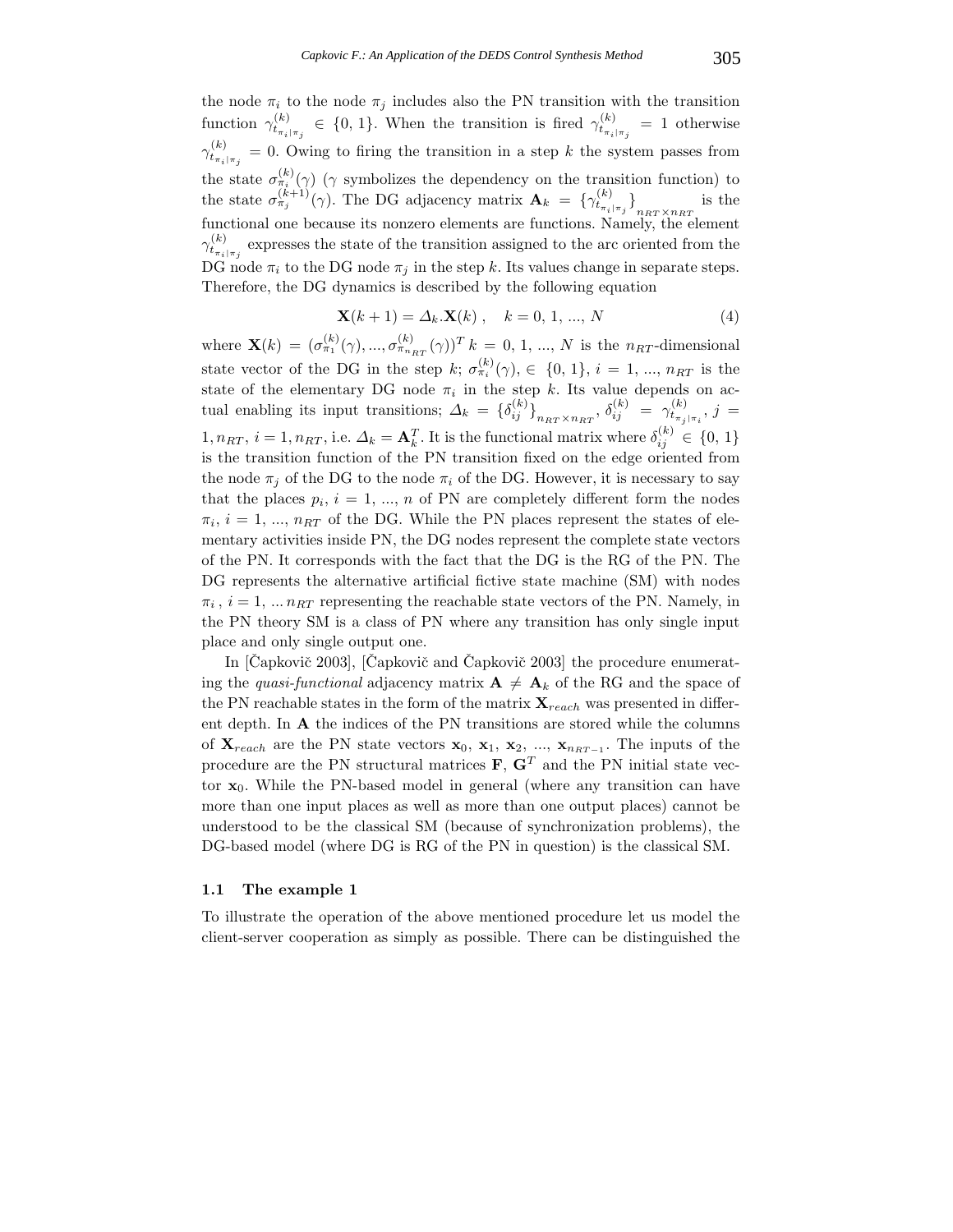the node $\pi_i$ to the node $\pi_j$ includes also the PN transition with the transition function $\gamma^{(k)}_{t_{\pi_i|\pi_j}} \in \{0, 1\}$. When the transition is fired $\gamma^{(k)}_{t_{\pi_i|\pi_j}} = 1$ otherwise $\gamma^{(k)}_{t_{\pi_i|\pi_j}} = 0$. Owing to firing the transition in a step $k$ the system passes from the state $\sigma^{(k)}_{\pi_i}(\gamma)$ ($\gamma$ symbolizes the dependency on the transition function) to the state $\sigma^{(k+1)}_{\pi_j}(\gamma)$. The DG adjacency matrix $\mathbf{A}_k = \{\gamma^{(k)}_{t_{\pi_i|\pi_j}}\}_{n_{RT} \times n_{RT}}$ is the functional one because its nonzero elements are functions. Namely, the element $\gamma^{(k)}_{t_{\pi_i|\pi_j}}$ expresses the state of the transition assigned to the arc oriented from the DG node $\pi_i$ to the DG node $\pi_j$ in the step $k$. Its values change in separate steps. Therefore, the DG dynamics is described by the following equation

$$\mathbf{X}(k+1) = \Delta_k.\mathbf{X}(k) \; , \quad k = 0, 1, ..., N \tag{4}$$

where $\mathbf{X}(k) = (\sigma^{(k)}_{\pi_1}(\gamma), ..., \sigma^{(k)}_{\pi_{n_{RT}}}(\gamma))^T$ $k = 0, 1, ..., N$ is the $n_{RT}$-dimensional state vector of the DG in the step $k$; $\sigma^{(k)}_{\pi_i}(\gamma), \in \{0, 1\}$, $i = 1, ..., n_{RT}$ is the state of the elementary DG node $\pi_i$ in the step $k$. Its value depends on actual enabling its input transitions; $\Delta_k = \{\delta^{(k)}_{ij}\}_{n_{RT} \times n_{RT}}$, $\delta^{(k)}_{ij} = \gamma^{(k)}_{t_{\pi_j|\pi_i}}$, $j = 1, n_{RT}$, $i = 1, n_{RT}$, i.e. $\Delta_k = \mathbf{A}^T_k$. It is the functional matrix where $\delta^{(k)}_{ij} \in \{0, 1\}$ is the transition function of the PN transition fixed on the edge oriented from the node $\pi_j$ of the DG to the node $\pi_i$ of the DG. However, it is necessary to say that the places $p_i$, $i = 1, ..., n$ of PN are completely different form the nodes $\pi_i$, $i = 1, ..., n_{RT}$ of the DG. While the PN places represent the states of elementary activities inside PN, the DG nodes represent the complete state vectors of the PN. It corresponds with the fact that the DG is the RG of the PN. The DG represents the alternative artificial fictive state machine (SM) with nodes $\pi_i$ , $i = 1, ... n_{RT}$ representing the reachable state vectors of the PN. Namely, in the PN theory SM is a class of PN where any transition has only single input place and only single output one.

In [Čapkovič 2003], [Čapkovič and Čapkovič 2003] the procedure enumerating the *quasi-functional* adjacency matrix $\mathbf{A} \neq \mathbf{A}_k$ of the RG and the space of the PN reachable states in the form of the matrix $\mathbf{X}_{reach}$ was presented in different depth. In $\mathbf{A}$ the indices of the PN transitions are stored while the columns of $\mathbf{X}_{reach}$ are the PN state vectors $\mathbf{x}_0$, $\mathbf{x}_1$, $\mathbf{x}_2$, ..., $\mathbf{x}_{n_{RT-1}}$. The inputs of the procedure are the PN structural matrices $\mathbf{F}$, $\mathbf{G}^T$ and the PN initial state vector $\mathbf{x}_0$. While the PN-based model in general (where any transition can have more than one input places as well as more than one output places) cannot be understood to be the classical SM (because of synchronization problems), the DG-based model (where DG is RG of the PN in question) is the classical SM.

### 1.1 The example 1

To illustrate the operation of the above mentioned procedure let us model the client-server cooperation as simply as possible. There can be distinguished the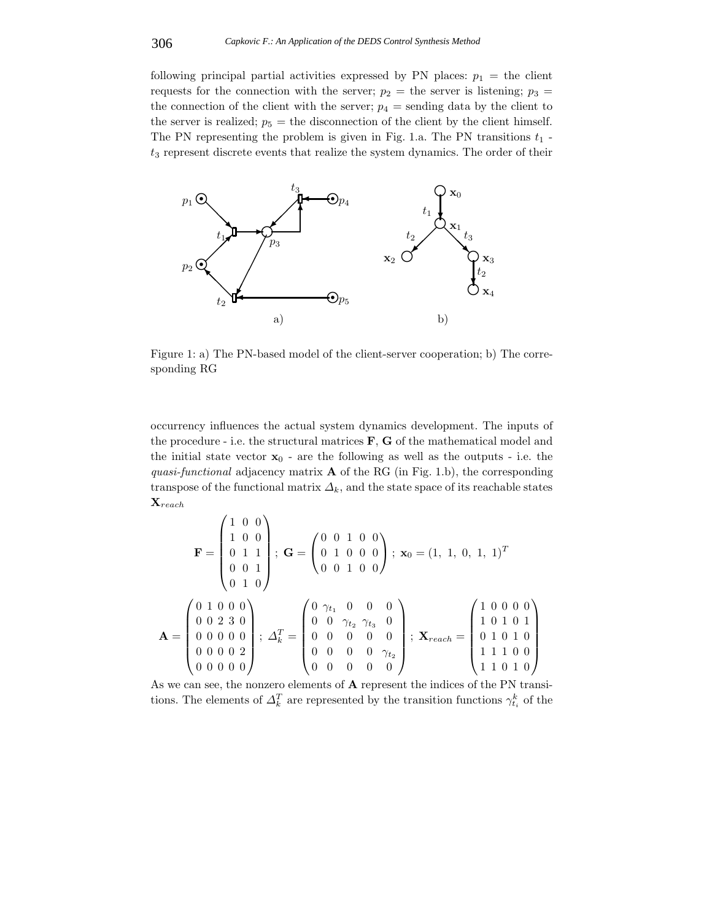following principal partial activities expressed by PN places: $p_1$ = the client requests for the connection with the server; $p_2$ = the server is listening; $p_3$ = the connection of the client with the server; $p_4$ = sending data by the client to the server is realized; $p_5$ = the disconnection of the client by the client himself. The PN representing the problem is given in Fig. 1.a. The PN transitions $t_1$ - $t_3$ represent discrete events that realize the system dynamics. The order of their

Figure 1: a) The PN-based model of the client-server cooperation; b) The corresponding RG

occurrency influences the actual system dynamics development. The inputs of the procedure - i.e. the structural matrices $\mathbf{F}$, $\mathbf{G}$ of the mathematical model and the initial state vector $\mathbf{x}_0$ - are the following as well as the outputs - i.e. the *quasi-functional* adjacency matrix $\mathbf{A}$ of the RG (in Fig. 1.b), the corresponding transpose of the functional matrix $\Delta_k$, and the state space of its reachable states $\mathbf{X}_{reach}$

$$\mathbf{F} = \begin{pmatrix} 1 & 0 & 0 \\ 1 & 0 & 0 \\ 0 & 1 & 1 \\ 0 & 0 & 1 \\ 0 & 1 & 0 \end{pmatrix} ; \ \mathbf{G} = \begin{pmatrix} 0 & 0 & 1 & 0 & 0 \\ 0 & 1 & 0 & 0 & 0 \\ 0 & 0 & 1 & 0 & 0 \end{pmatrix} ; \ \mathbf{x}_0 = (1,\ 1,\ 0,\ 1,\ 1)^T$$

$$\mathbf{A} = \begin{pmatrix} 0 & 1 & 0 & 0 & 0 \\ 0 & 0 & 2 & 3 & 0 \\ 0 & 0 & 0 & 0 & 0 \\ 0 & 0 & 0 & 0 & 2 \\ 0 & 0 & 0 & 0 & 0 \end{pmatrix} ; \ \Delta_k^T = \begin{pmatrix} 0 & \gamma_{t_1} & 0 & 0 & 0 \\ 0 & 0 & \gamma_{t_2} & \gamma_{t_3} & 0 \\ 0 & 0 & 0 & 0 & 0 \\ 0 & 0 & 0 & 0 & \gamma_{t_2} \\ 0 & 0 & 0 & 0 & 0 \end{pmatrix} ; \ \mathbf{X}_{reach} = \begin{pmatrix} 1 & 0 & 0 & 0 & 0 \\ 1 & 0 & 1 & 0 & 1 \\ 0 & 1 & 0 & 1 & 0 \\ 1 & 1 & 1 & 0 & 0 \\ 1 & 1 & 0 & 1 & 0 \end{pmatrix}$$

As we can see, the nonzero elements of $\mathbf{A}$ represent the indices of the PN transitions. The elements of $\Delta_k^T$ are represented by the transition functions $\gamma_{t_i}^k$ of the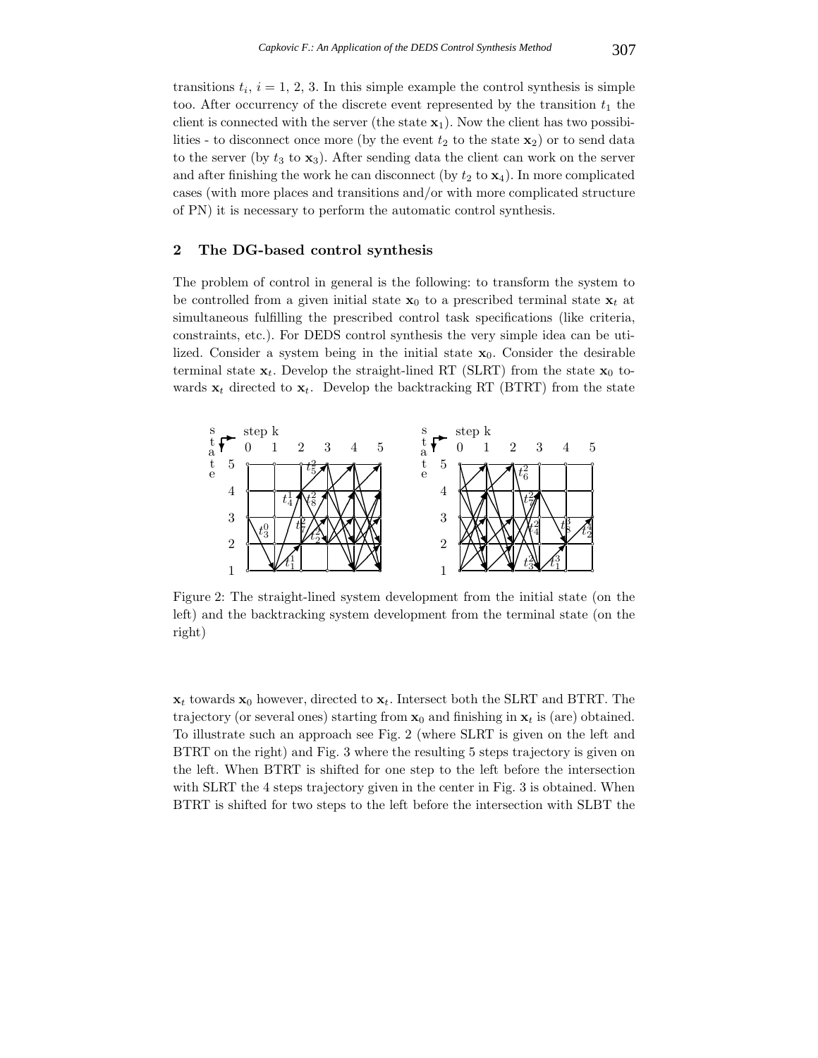transitions $t_i$, $i = 1, 2, 3$. In this simple example the control synthesis is simple too. After occurrency of the discrete event represented by the transition $t_1$ the client is connected with the server (the state $\mathbf{x}_1$). Now the client has two possibilities - to disconnect once more (by the event $t_2$ to the state $\mathbf{x}_2$) or to send data to the server (by $t_3$ to $\mathbf{x}_3$). After sending data the client can work on the server and after finishing the work he can disconnect (by $t_2$ to $\mathbf{x}_4$). In more complicated cases (with more places and transitions and/or with more complicated structure of PN) it is necessary to perform the automatic control synthesis.

## 2 The DG-based control synthesis

The problem of control in general is the following: to transform the system to be controlled from a given initial state $\mathbf{x}_0$ to a prescribed terminal state $\mathbf{x}_t$ at simultaneous fulfilling the prescribed control task specifications (like criteria, constraints, etc.). For DEDS control synthesis the very simple idea can be utilized. Consider a system being in the initial state $\mathbf{x}_0$. Consider the desirable terminal state $\mathbf{x}_t$. Develop the straight-lined RT (SLRT) from the state $\mathbf{x}_0$ towards $\mathbf{x}_t$ directed to $\mathbf{x}_t$. Develop the backtracking RT (BTRT) from the state

Figure 2: The straight-lined system development from the initial state (on the left) and the backtracking system development from the terminal state (on the right)

$\mathbf{x}_t$ towards $\mathbf{x}_0$ however, directed to $\mathbf{x}_t$. Intersect both the SLRT and BTRT. The trajectory (or several ones) starting from $\mathbf{x}_0$ and finishing in $\mathbf{x}_t$ is (are) obtained. To illustrate such an approach see Fig. 2 (where SLRT is given on the left and BTRT on the right) and Fig. 3 where the resulting 5 steps trajectory is given on the left. When BTRT is shifted for one step to the left before the intersection with SLRT the 4 steps trajectory given in the center in Fig. 3 is obtained. When BTRT is shifted for two steps to the left before the intersection with SLBT the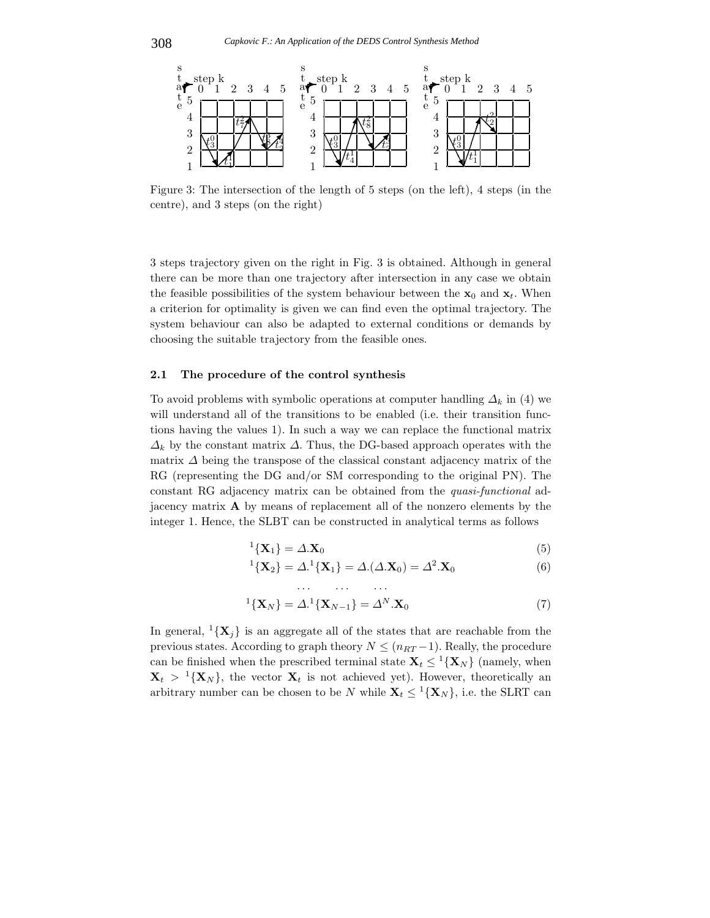Figure 3: The intersection of the length of 5 steps (on the left), 4 steps (in the centre), and 3 steps (on the right)

3 steps trajectory given on the right in Fig. 3 is obtained. Although in general there can be more than one trajectory after intersection in any case we obtain the feasible possibilities of the system behaviour between the $\mathbf{x}_0$ and $\mathbf{x}_t$. When a criterion for optimality is given we can find even the optimal trajectory. The system behaviour can also be adapted to external conditions or demands by choosing the suitable trajectory from the feasible ones.

### 2.1 The procedure of the control synthesis

To avoid problems with symbolic operations at computer handling $\Delta_k$ in (4) we will understand all of the transitions to be enabled (i.e. their transition functions having the values 1). In such a way we can replace the functional matrix $\Delta_k$ by the constant matrix $\Delta$. Thus, the DG-based approach operates with the matrix $\Delta$ being the transpose of the classical constant adjacency matrix of the RG (representing the DG and/or SM corresponding to the original PN). The constant RG adjacency matrix can be obtained from the *quasi-functional* adjacency matrix $\mathbf{A}$ by means of replacement all of the nonzero elements by the integer 1. Hence, the SLBT can be constructed in analytical terms as follows

$$^{1}\{\mathbf{X}_1\} = \Delta.\mathbf{X}_0 \tag{5}$$

$$^{1}\{\mathbf{X}_2\} = \Delta.^{1}\{\mathbf{X}_1\} = \Delta.(\Delta.\mathbf{X}_0) = \Delta^2.\mathbf{X}_0 \tag{6}$$

$$\dots \qquad \dots \qquad \dots$$

$$^{1}\{\mathbf{X}_N\} = \Delta.^{1}\{\mathbf{X}_{N-1}\} = \Delta^N.\mathbf{X}_0 \tag{7}$$

In general, $^{1}\{\mathbf{X}_j\}$ is an aggregate all of the states that are reachable from the previous states. According to graph theory $N \leq (n_{RT}-1)$. Really, the procedure can be finished when the prescribed terminal state $\mathbf{X}_t \leq {}^{1}\{\mathbf{X}_N\}$ (namely, when $\mathbf{X}_t > {}^{1}\{\mathbf{X}_N\}$, the vector $\mathbf{X}_t$ is not achieved yet). However, theoretically an arbitrary number can be chosen to be $N$ while $\mathbf{X}_t \leq {}^{1}\{\mathbf{X}_N\}$, i.e. the SLRT can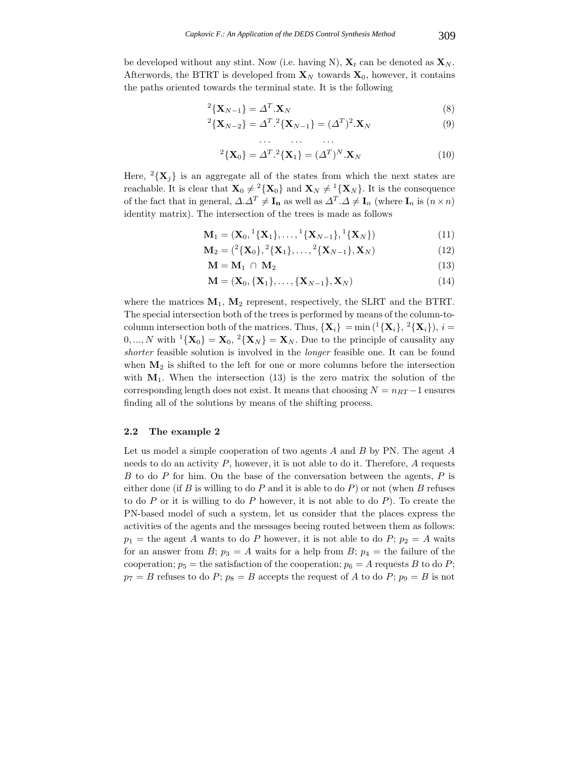be developed without any stint. Now (i.e. having N), $\mathbf{X}_t$ can be denoted as $\mathbf{X}_N$. Afterwords, the BTRT is developed from $\mathbf{X}_N$ towards $\mathbf{X}_0$, however, it contains the paths oriented towards the terminal state. It is the following

$$^2\{\mathbf{X}_{N-1}\} = \Delta^T.\mathbf{X}_N \tag{8}$$

$$^2\{\mathbf{X}_{N-2}\} = \Delta^T.^2\{\mathbf{X}_{N-1}\} = (\Delta^T)^2.\mathbf{X}_N \tag{9}$$

$$\dots \quad \dots \quad \dots$$

$$^2\{\mathbf{X}_0\} = \Delta^T.^2\{\mathbf{X}_1\} = (\Delta^T)^N.\mathbf{X}_N \tag{10}$$

Here, $^2\{\mathbf{X}_j\}$ is an aggregate all of the states from which the next states are reachable. It is clear that $\mathbf{X}_0 \neq {}^2\{\mathbf{X}_0\}$ and $\mathbf{X}_N \neq {}^1\{\mathbf{X}_N\}$. It is the consequence of the fact that in general, $\Delta.\Delta^T \neq \mathbf{I_n}$ as well as $\Delta^T.\Delta \neq \mathbf{I}_n$ (where $\mathbf{I}_n$ is $(n \times n)$ identity matrix). The intersection of the trees is made as follows

$$\mathbf{M}_1 = (\mathbf{X}_0, {}^1\{\mathbf{X}_1\}, \dots, {}^1\{\mathbf{X}_{N-1}\}, {}^1\{\mathbf{X}_N\}) \tag{11}$$

$$\mathbf{M}_2 = ({}^2\{\mathbf{X}_0\}, {}^2\{\mathbf{X}_1\}, \dots, {}^2\{\mathbf{X}_{N-1}\}, \mathbf{X}_N) \tag{12}$$

$$\mathbf{M} = \mathbf{M}_1 \cap \mathbf{M}_2 \tag{13}$$

$$\mathbf{M} = (\mathbf{X}_0, \{\mathbf{X}_1\}, \dots, \{\mathbf{X}_{N-1}\}, \mathbf{X}_N) \tag{14}$$

where the matrices $\mathbf{M}_1$, $\mathbf{M}_2$ represent, respectively, the SLRT and the BTRT. The special intersection both of the trees is performed by means of the column-to-column intersection both of the matrices. Thus, $\{\mathbf{X}_i\} = \min({}^1\{\mathbf{X}_i\}, {}^2\{\mathbf{X}_i\})$, $i = 0, ..., N$ with ${}^1\{\mathbf{X}_0\} = \mathbf{X}_0$, ${}^2\{\mathbf{X}_N\} = \mathbf{X}_N$. Due to the principle of causality any *shorter* feasible solution is involved in the *longer* feasible one. It can be found when $\mathbf{M}_2$ is shifted to the left for one or more columns before the intersection with $\mathbf{M}_1$. When the intersection (13) is the zero matrix the solution of the corresponding length does not exist. It means that choosing $N = n_{RT} - 1$ ensures finding all of the solutions by means of the shifting process.

### 2.2 The example 2

Let us model a simple cooperation of two agents $A$ and $B$ by PN. The agent $A$ needs to do an activity $P$, however, it is not able to do it. Therefore, $A$ requests $B$ to do $P$ for him. On the base of the conversation between the agents, $P$ is either done (if $B$ is willing to do $P$ and it is able to do $P$) or not (when $B$ refuses to do $P$ or it is willing to do $P$ however, it is not able to do $P$). To create the PN-based model of such a system, let us consider that the places express the activities of the agents and the messages beeing routed between them as follows: $p_1$ = the agent $A$ wants to do $P$ however, it is not able to do $P$; $p_2$ = $A$ waits for an answer from $B$; $p_3$ = $A$ waits for a help from $B$; $p_4$ = the failure of the cooperation; $p_5$ = the satisfaction of the cooperation; $p_6$ = $A$ requests $B$ to do $P$; $p_7$ = $B$ refuses to do $P$; $p_8$ = $B$ accepts the request of $A$ to do $P$; $p_9$ = $B$ is not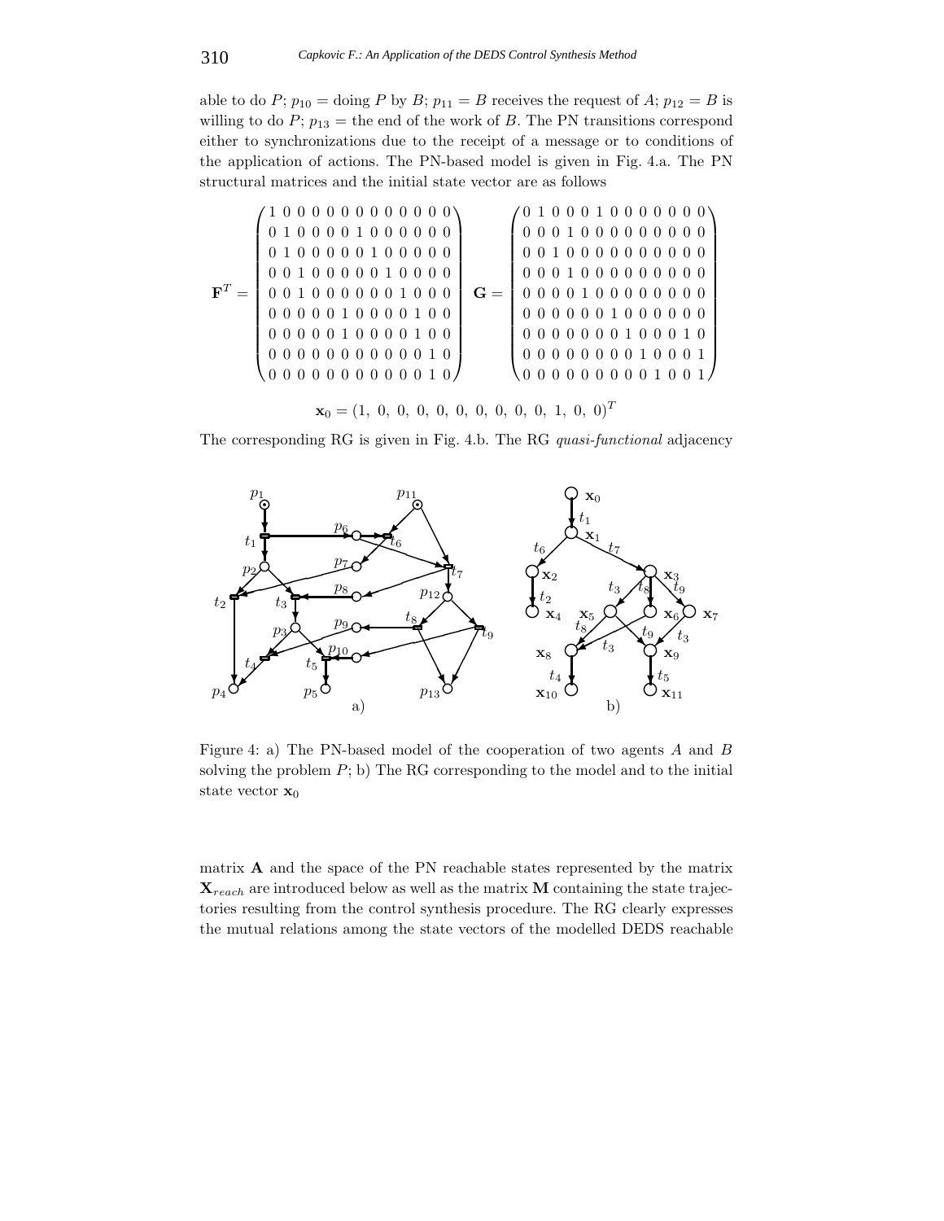able to do $P$; $p_{10}$ = doing $P$ by $B$; $p_{11} = B$ receives the request of $A$; $p_{12} = B$ is willing to do $P$; $p_{13}$ = the end of the work of $B$. The PN transitions correspond either to synchronizations due to the receipt of a message or to conditions of the application of actions. The PN-based model is given in Fig. 4.a. The PN structural matrices and the initial state vector are as follows

$$
\mathbf{F}^T = \begin{pmatrix}
1 & 0 & 0 & 0 & 0 & 0 & 0 & 0 & 0 & 0 & 0 & 0 & 0 \\
0 & 1 & 0 & 0 & 0 & 0 & 1 & 0 & 0 & 0 & 0 & 0 & 0 \\
0 & 1 & 0 & 0 & 0 & 0 & 0 & 1 & 0 & 0 & 0 & 0 & 0 \\
0 & 0 & 1 & 0 & 0 & 0 & 0 & 0 & 1 & 0 & 0 & 0 & 0 \\
0 & 0 & 1 & 0 & 0 & 0 & 0 & 0 & 0 & 1 & 0 & 0 & 0 \\
0 & 0 & 0 & 0 & 0 & 1 & 0 & 0 & 0 & 0 & 1 & 0 & 0 \\
0 & 0 & 0 & 0 & 0 & 1 & 0 & 0 & 0 & 0 & 1 & 0 & 0 \\
0 & 0 & 0 & 0 & 0 & 0 & 0 & 0 & 0 & 0 & 0 & 1 & 0 \\
0 & 0 & 0 & 0 & 0 & 0 & 0 & 0 & 0 & 0 & 0 & 1 & 0
\end{pmatrix}
\quad
\mathbf{G} = \begin{pmatrix}
0 & 1 & 0 & 0 & 0 & 1 & 0 & 0 & 0 & 0 & 0 & 0 & 0 \\
0 & 0 & 0 & 1 & 0 & 0 & 0 & 0 & 0 & 0 & 0 & 0 & 0 \\
0 & 0 & 1 & 0 & 0 & 0 & 0 & 0 & 0 & 0 & 0 & 0 & 0 \\
0 & 0 & 0 & 1 & 0 & 0 & 0 & 0 & 0 & 0 & 0 & 0 & 0 \\
0 & 0 & 0 & 0 & 1 & 0 & 0 & 0 & 0 & 0 & 0 & 0 & 0 \\
0 & 0 & 0 & 0 & 0 & 0 & 1 & 0 & 0 & 0 & 0 & 0 & 0 \\
0 & 0 & 0 & 0 & 0 & 0 & 0 & 1 & 0 & 0 & 0 & 1 & 0 \\
0 & 0 & 0 & 0 & 0 & 0 & 0 & 0 & 1 & 0 & 0 & 0 & 1 \\
0 & 0 & 0 & 0 & 0 & 0 & 0 & 0 & 0 & 1 & 0 & 0 & 1
\end{pmatrix}
$$

$$
\mathbf{x}_0 = (1,\ 0,\ 0,\ 0,\ 0,\ 0,\ 0,\ 0,\ 0,\ 0,\ 1,\ 0,\ 0)^T
$$

The corresponding RG is given in Fig. 4.b. The RG *quasi-functional* adjacency

Figure 4: a) The PN-based model of the cooperation of two agents $A$ and $B$ solving the problem $P$; b) The RG corresponding to the model and to the initial state vector $\mathbf{x}_0$

matrix $\mathbf{A}$ and the space of the PN reachable states represented by the matrix $\mathbf{X}_{reach}$ are introduced below as well as the matrix $\mathbf{M}$ containing the state trajectories resulting from the control synthesis procedure. The RG clearly expresses the mutual relations among the state vectors of the modelled DEDS reachable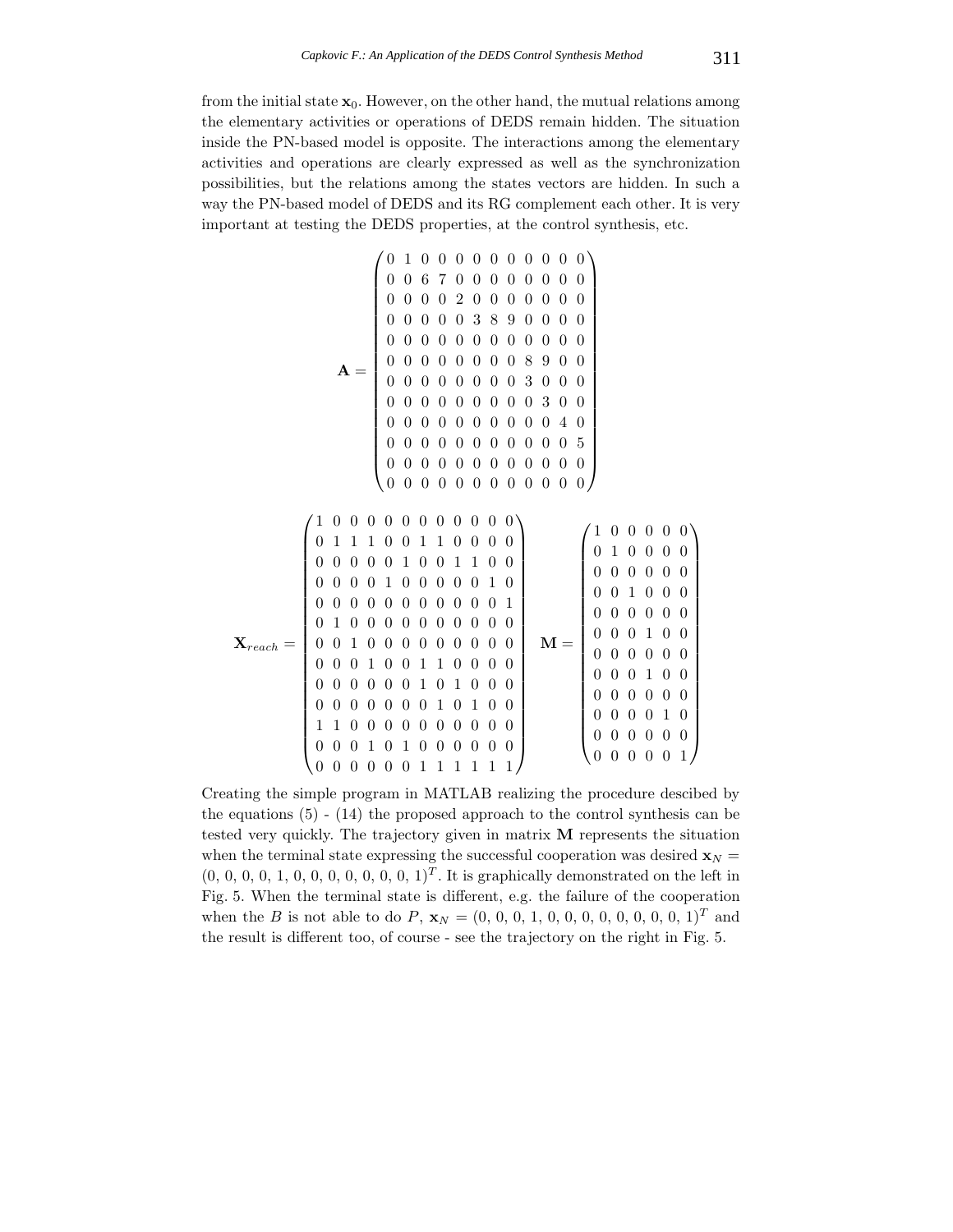from the initial state $\mathbf{x}_0$. However, on the other hand, the mutual relations among the elementary activities or operations of DEDS remain hidden. The situation inside the PN-based model is opposite. The interactions among the elementary activities and operations are clearly expressed as well as the synchronization possibilities, but the relations among the states vectors are hidden. In such a way the PN-based model of DEDS and its RG complement each other. It is very important at testing the DEDS properties, at the control synthesis, etc.

$$
\mathbf{A} = \begin{pmatrix}
0 & 1 & 0 & 0 & 0 & 0 & 0 & 0 & 0 & 0 & 0 & 0 \\
0 & 0 & 6 & 7 & 0 & 0 & 0 & 0 & 0 & 0 & 0 & 0 \\
0 & 0 & 0 & 0 & 2 & 0 & 0 & 0 & 0 & 0 & 0 & 0 \\
0 & 0 & 0 & 0 & 0 & 3 & 8 & 9 & 0 & 0 & 0 & 0 \\
0 & 0 & 0 & 0 & 0 & 0 & 0 & 0 & 0 & 0 & 0 & 0 \\
0 & 0 & 0 & 0 & 0 & 0 & 0 & 0 & 8 & 9 & 0 & 0 \\
0 & 0 & 0 & 0 & 0 & 0 & 0 & 0 & 3 & 0 & 0 & 0 \\
0 & 0 & 0 & 0 & 0 & 0 & 0 & 0 & 0 & 3 & 0 & 0 \\
0 & 0 & 0 & 0 & 0 & 0 & 0 & 0 & 0 & 0 & 4 & 0 \\
0 & 0 & 0 & 0 & 0 & 0 & 0 & 0 & 0 & 0 & 0 & 5 \\
0 & 0 & 0 & 0 & 0 & 0 & 0 & 0 & 0 & 0 & 0 & 0 \\
0 & 0 & 0 & 0 & 0 & 0 & 0 & 0 & 0 & 0 & 0 & 0
\end{pmatrix}
$$

$$
\mathbf{X}_{reach} = \begin{pmatrix}
1 & 0 & 0 & 0 & 0 & 0 & 0 & 0 & 0 & 0 & 0 & 0 \\
0 & 1 & 1 & 1 & 0 & 0 & 1 & 1 & 0 & 0 & 0 & 0 \\
0 & 0 & 0 & 0 & 0 & 1 & 0 & 0 & 1 & 1 & 0 & 0 \\
0 & 0 & 0 & 0 & 1 & 0 & 0 & 0 & 0 & 0 & 1 & 0 \\
0 & 0 & 0 & 0 & 0 & 0 & 0 & 0 & 0 & 0 & 0 & 1 \\
0 & 1 & 0 & 0 & 0 & 0 & 0 & 0 & 0 & 0 & 0 & 0 \\
0 & 0 & 1 & 0 & 0 & 0 & 0 & 0 & 0 & 0 & 0 & 0 \\
0 & 0 & 0 & 1 & 0 & 0 & 1 & 1 & 0 & 0 & 0 & 0 \\
0 & 0 & 0 & 0 & 0 & 0 & 1 & 0 & 1 & 0 & 0 & 0 \\
0 & 0 & 0 & 0 & 0 & 0 & 0 & 1 & 0 & 1 & 0 & 0 \\
1 & 1 & 0 & 0 & 0 & 0 & 0 & 0 & 0 & 0 & 0 & 0 \\
0 & 0 & 0 & 1 & 0 & 1 & 0 & 0 & 0 & 0 & 0 & 0 \\
0 & 0 & 0 & 0 & 0 & 0 & 1 & 1 & 1 & 1 & 1 & 1
\end{pmatrix}
\quad
\mathbf{M} = \begin{pmatrix}
1 & 0 & 0 & 0 & 0 & 0 \\
0 & 1 & 0 & 0 & 0 & 0 \\
0 & 0 & 0 & 0 & 0 & 0 \\
0 & 0 & 1 & 0 & 0 & 0 \\
0 & 0 & 0 & 0 & 0 & 0 \\
0 & 0 & 0 & 1 & 0 & 0 \\
0 & 0 & 0 & 0 & 0 & 0 \\
0 & 0 & 0 & 1 & 0 & 0 \\
0 & 0 & 0 & 0 & 0 & 0 \\
0 & 0 & 0 & 0 & 1 & 0 \\
0 & 0 & 0 & 0 & 0 & 0 \\
0 & 0 & 0 & 0 & 0 & 1
\end{pmatrix}
$$

Creating the simple program in MATLAB realizing the procedure descibed by the equations (5) - (14) the proposed approach to the control synthesis can be tested very quickly. The trajectory given in matrix $\mathbf{M}$ represents the situation when the terminal state expressing the successful cooperation was desired $\mathbf{x}_N = (0, 0, 0, 0, 1, 0, 0, 0, 0, 0, 0, 0, 1)^T$. It is graphically demonstrated on the left in Fig. 5. When the terminal state is different, e.g. the failure of the cooperation when the $B$ is not able to do $P$, $\mathbf{x}_N = (0, 0, 0, 1, 0, 0, 0, 0, 0, 0, 0, 0, 1)^T$ and the result is different too, of course - see the trajectory on the right in Fig. 5.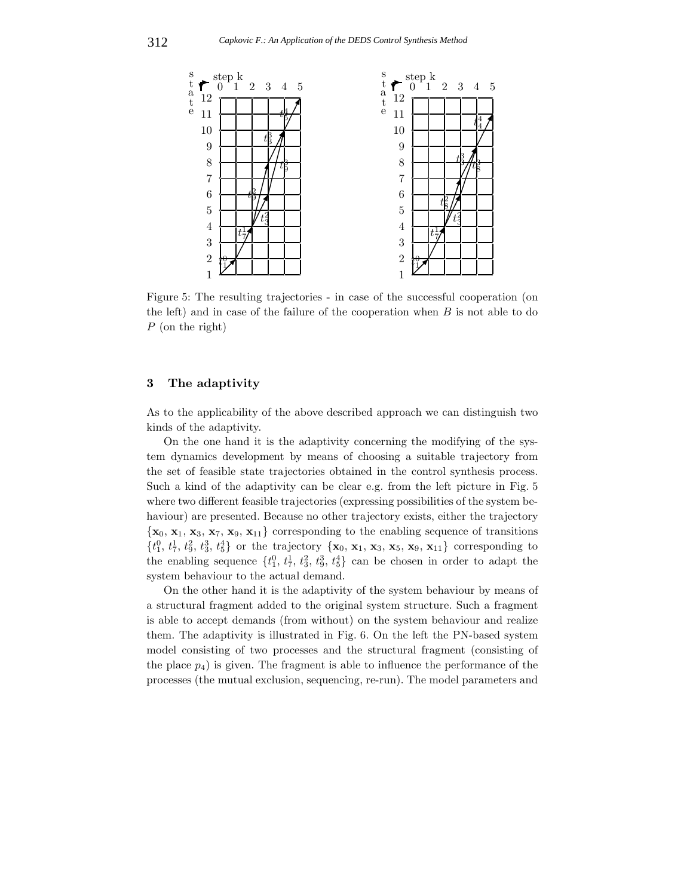Figure 5: The resulting trajectories - in case of the successful cooperation (on the left) and in case of the failure of the cooperation when $B$ is not able to do $P$ (on the right)

## 3 The adaptivity

As to the applicability of the above described approach we can distinguish two kinds of the adaptivity.

On the one hand it is the adaptivity concerning the modifying of the system dynamics development by means of choosing a suitable trajectory from the set of feasible state trajectories obtained in the control synthesis process. Such a kind of the adaptivity can be clear e.g. from the left picture in Fig. 5 where two different feasible trajectories (expressing possibilities of the system behaviour) are presented. Because no other trajectory exists, either the trajectory $\{\mathbf{x}_0, \mathbf{x}_1, \mathbf{x}_3, \mathbf{x}_7, \mathbf{x}_9, \mathbf{x}_{11}\}$ corresponding to the enabling sequence of transitions $\{t_1^0, t_7^1, t_9^2, t_3^3, t_5^4\}$ or the trajectory $\{\mathbf{x}_0, \mathbf{x}_1, \mathbf{x}_3, \mathbf{x}_5, \mathbf{x}_9, \mathbf{x}_{11}\}$ corresponding to the enabling sequence $\{t_1^0, t_7^1, t_3^2, t_9^3, t_5^4\}$ can be chosen in order to adapt the system behaviour to the actual demand.

On the other hand it is the adaptivity of the system behaviour by means of a structural fragment added to the original system structure. Such a fragment is able to accept demands (from without) on the system behaviour and realize them. The adaptivity is illustrated in Fig. 6. On the left the PN-based system model consisting of two processes and the structural fragment (consisting of the place $p_4$) is given. The fragment is able to influence the performance of the processes (the mutual exclusion, sequencing, re-run). The model parameters and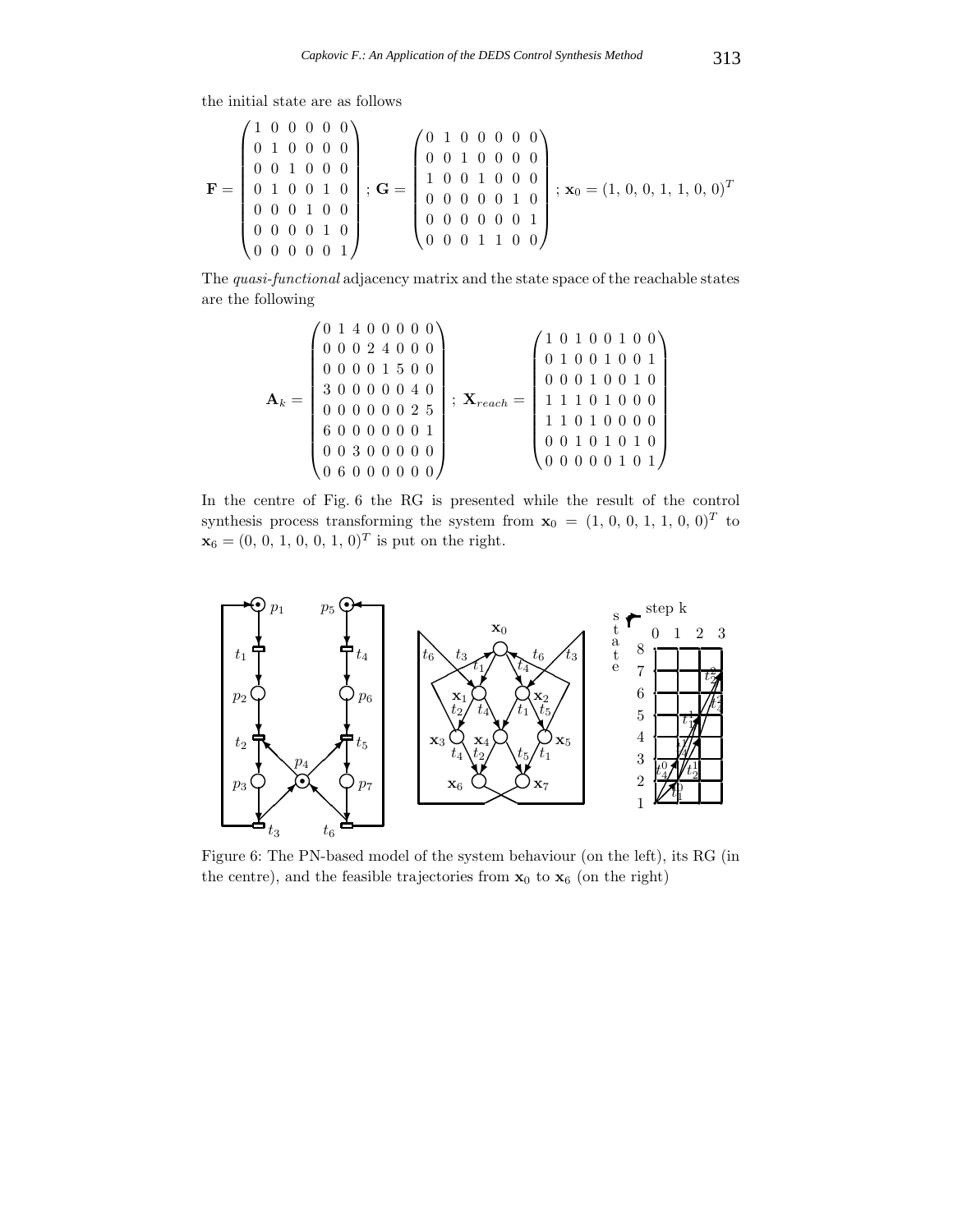the initial state are as follows

$$
\mathbf{F} = \begin{pmatrix} 1 & 0 & 0 & 0 & 0 & 0 \\ 0 & 1 & 0 & 0 & 0 & 0 \\ 0 & 0 & 1 & 0 & 0 & 0 \\ 0 & 1 & 0 & 0 & 1 & 0 \\ 0 & 0 & 0 & 1 & 0 & 0 \\ 0 & 0 & 0 & 0 & 1 & 0 \\ 0 & 0 & 0 & 0 & 0 & 1 \end{pmatrix} ; \mathbf{G} = \begin{pmatrix} 0 & 1 & 0 & 0 & 0 & 0 & 0 \\ 0 & 0 & 1 & 0 & 0 & 0 & 0 \\ 1 & 0 & 0 & 1 & 0 & 0 & 0 \\ 0 & 0 & 0 & 0 & 0 & 1 & 0 \\ 0 & 0 & 0 & 0 & 0 & 0 & 1 \\ 0 & 0 & 0 & 1 & 1 & 0 & 0 \end{pmatrix} ; \mathbf{x}_0 = (1,\ 0,\ 0,\ 1,\ 1,\ 0,\ 0)^T
$$

The *quasi-functional* adjacency matrix and the state space of the reachable states are the following

$$
\mathbf{A}_k = \begin{pmatrix} 0 & 1 & 4 & 0 & 0 & 0 & 0 & 0 \\ 0 & 0 & 0 & 2 & 4 & 0 & 0 & 0 \\ 0 & 0 & 0 & 0 & 1 & 5 & 0 & 0 \\ 3 & 0 & 0 & 0 & 0 & 0 & 4 & 0 \\ 0 & 0 & 0 & 0 & 0 & 0 & 2 & 5 \\ 6 & 0 & 0 & 0 & 0 & 0 & 0 & 1 \\ 0 & 0 & 3 & 0 & 0 & 0 & 0 & 0 \\ 0 & 6 & 0 & 0 & 0 & 0 & 0 & 0 \end{pmatrix} ; \ \mathbf{X}_{reach} = \begin{pmatrix} 1 & 0 & 1 & 0 & 0 & 1 & 0 & 0 \\ 0 & 1 & 0 & 0 & 1 & 0 & 0 & 1 \\ 0 & 0 & 0 & 1 & 0 & 0 & 1 & 0 \\ 1 & 1 & 1 & 0 & 1 & 0 & 0 & 0 \\ 1 & 1 & 0 & 1 & 0 & 0 & 0 & 0 \\ 0 & 0 & 1 & 0 & 1 & 0 & 1 & 0 \\ 0 & 0 & 0 & 0 & 0 & 1 & 0 & 1 \end{pmatrix}
$$

In the centre of Fig. 6 the RG is presented while the result of the control synthesis process transforming the system from $\mathbf{x}_0 = (1,\ 0,\ 0,\ 1,\ 1,\ 0,\ 0)^T$ to $\mathbf{x}_6 = (0,\ 0,\ 1,\ 0,\ 0,\ 1,\ 0)^T$ is put on the right.

Figure 6: The PN-based model of the system behaviour (on the left), its RG (in the centre), and the feasible trajectories from $\mathbf{x}_0$ to $\mathbf{x}_6$ (on the right)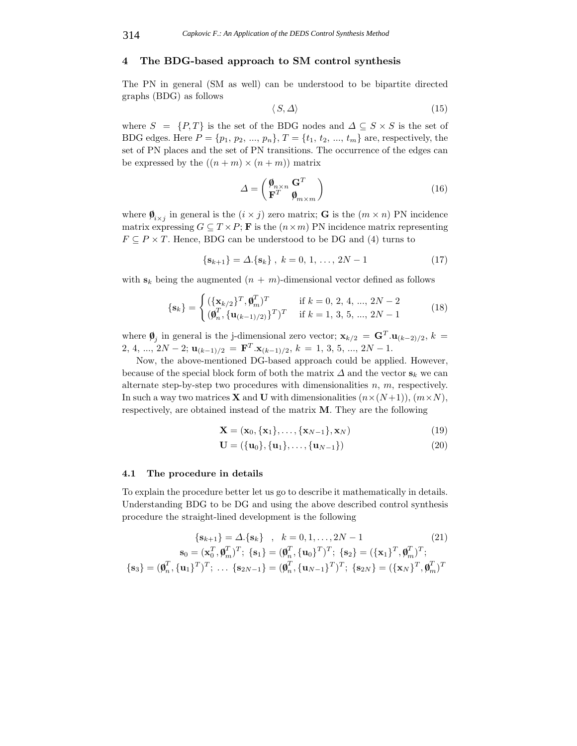## 4 The BDG-based approach to SM control synthesis

The PN in general (SM as well) can be understood to be bipartite directed graphs (BDG) as follows

$$\langle S, \Delta \rangle \tag{15}$$

where $S = \{P, T\}$ is the set of the BDG nodes and $\Delta \subseteq S \times S$ is the set of BDG edges. Here $P = \{p_1, p_2, ..., p_n\}$, $T = \{t_1, t_2, ..., t_m\}$ are, respectively, the set of PN places and the set of PN transitions. The occurrence of the edges can be expressed by the $((n + m) \times (n + m))$ matrix

$$\Delta = \begin{pmatrix} \mathbf{\emptyset}_{n \times n} & \mathbf{G}^T \\ \mathbf{F}^T & \mathbf{\emptyset}_{m \times m} \end{pmatrix} \tag{16}$$

where $\mathbf{\emptyset}_{i \times j}$ in general is the $(i \times j)$ zero matrix; $\mathbf{G}$ is the $(m \times n)$ PN incidence matrix expressing $G \subseteq T \times P$; $\mathbf{F}$ is the $(n \times m)$ PN incidence matrix representing $F \subseteq P \times T$. Hence, BDG can be understood to be DG and (4) turns to

$$\{\mathbf{s}_{k+1}\} = \Delta.\{\mathbf{s}_k\}\ ,\ k = 0,\, 1,\, \ldots,\, 2N - 1 \tag{17}$$

with $\mathbf{s}_k$ being the augmented $(n + m)$-dimensional vector defined as follows

$$\{\mathbf{s}_k\} = \begin{cases} (\{\mathbf{x}_{k/2}\}^T, \mathbf{\emptyset}_m^T)^T & \text{if } k = 0,\, 2,\, 4,\, ...,\, 2N - 2 \\ (\mathbf{\emptyset}_n^T, \{\mathbf{u}_{(k-1)/2)}\}^T)^T & \text{if } k = 1,\, 3,\, 5,\, ...,\, 2N - 1 \end{cases} \tag{18}$$

where $\mathbf{\emptyset}_j$ in general is the j-dimensional zero vector; $\mathbf{x}_{k/2} = \mathbf{G}^T.\mathbf{u}_{(k-2)/2}$, $k = 2,\, 4,\, ...,\, 2N - 2$; $\mathbf{u}_{(k-1)/2} = \mathbf{F}^T.\mathbf{x}_{(k-1)/2}$, $k = 1,\, 3,\, 5,\, ...,\, 2N - 1$.

Now, the above-mentioned DG-based approach could be applied. However, because of the special block form of both the matrix $\Delta$ and the vector $\mathbf{s}_k$ we can alternate step-by-step two procedures with dimensionalities $n$, $m$, respectively. In such a way two matrices $\mathbf{X}$ and $\mathbf{U}$ with dimensionalities $(n \times (N + 1))$, $(m \times N)$, respectively, are obtained instead of the matrix $\mathbf{M}$. They are the following

$$\mathbf{X} = (\mathbf{x}_0, \{\mathbf{x}_1\}, \ldots, \{\mathbf{x}_{N-1}\}, \mathbf{x}_N) \tag{19}$$

$$\mathbf{U} = (\{\mathbf{u}_0\}, \{\mathbf{u}_1\}, \ldots, \{\mathbf{u}_{N-1}\}) \tag{20}$$

### 4.1 The procedure in details

To explain the procedure better let us go to describe it mathematically in details. Understanding BDG to be DG and using the above described control synthesis procedure the straight-lined development is the following

$$\{\mathbf{s}_{k+1}\} = \Delta.\{\mathbf{s}_k\} \quad , \quad k = 0, 1, \ldots, 2N - 1 \tag{21}$$

$$\mathbf{s}_0 = (\mathbf{x}_0^T, \mathbf{\emptyset}_m^T)^T;\ \{\mathbf{s}_1\} = (\mathbf{\emptyset}_n^T, \{\mathbf{u}_0\}^T)^T;\ \{\mathbf{s}_2\} = (\{\mathbf{x}_1\}^T, \mathbf{\emptyset}_m^T)^T;$$

$$\{\mathbf{s}_3\} = (\mathbf{\emptyset}_n^T, \{\mathbf{u}_1\}^T)^T;\ \ldots\ \{\mathbf{s}_{2N-1}\} = (\mathbf{\emptyset}_n^T, \{\mathbf{u}_{N-1}\}^T)^T;\ \{\mathbf{s}_{2N}\} = (\{\mathbf{x}_N\}^T, \mathbf{\emptyset}_m^T)^T$$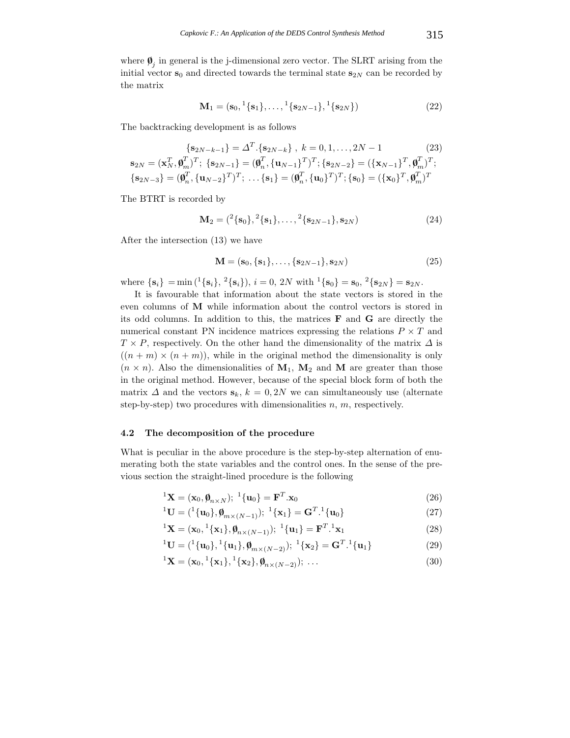where $\emptyset_j$ in general is the j-dimensional zero vector. The SLRT arising from the initial vector $\mathbf{s}_0$ and directed towards the terminal state $\mathbf{s}_{2N}$ can be recorded by the matrix

$$\mathbf{M}_1 = (\mathbf{s}_0, {}^1\{\mathbf{s}_1\}, \ldots, {}^1\{\mathbf{s}_{2N-1}\}, {}^1\{\mathbf{s}_{2N}\}) \tag{22}$$

The backtracking development is as follows

$$\{\mathbf{s}_{2N-k-1}\} = \Delta^T.\{\mathbf{s}_{2N-k}\}\ ,\ k = 0, 1, \ldots, 2N-1 \tag{23}$$

$$\mathbf{s}_{2N} = (\mathbf{x}_N^T, \emptyset_m^T)^T;\ \{\mathbf{s}_{2N-1}\} = (\emptyset_n^T, \{\mathbf{u}_{N-1}\}^T)^T; \{\mathbf{s}_{2N-2}\} = (\{\mathbf{x}_{N-1}\}^T, \emptyset_m^T)^T;$$
$$\{\mathbf{s}_{2N-3}\} = (\emptyset_n^T, \{\mathbf{u}_{N-2}\}^T)^T;\ \ldots \{\mathbf{s}_1\} = (\emptyset_n^T, \{\mathbf{u}_0\}^T)^T; \{\mathbf{s}_0\} = (\{\mathbf{x}_0\}^T, \emptyset_m^T)^T$$

The BTRT is recorded by

$$\mathbf{M}_2 = ({}^2\{\mathbf{s}_0\}, {}^2\{\mathbf{s}_1\}, \ldots, {}^2\{\mathbf{s}_{2N-1}\}, \mathbf{s}_{2N}) \tag{24}$$

After the intersection (13) we have

$$\mathbf{M} = (\mathbf{s}_0, \{\mathbf{s}_1\}, \ldots, \{\mathbf{s}_{2N-1}\}, \mathbf{s}_{2N}) \tag{25}$$

where $\{\mathbf{s}_i\} = \min({}^1\{\mathbf{s}_i\}, {}^2\{\mathbf{s}_i\})$, $i = 0, 2N$ with ${}^1\{\mathbf{s}_0\} = \mathbf{s}_0$, ${}^2\{\mathbf{s}_{2N}\} = \mathbf{s}_{2N}$.

It is favourable that information about the state vectors is stored in the even columns of $\mathbf{M}$ while information about the control vectors is stored in its odd columns. In addition to this, the matrices $\mathbf{F}$ and $\mathbf{G}$ are directly the numerical constant PN incidence matrices expressing the relations $P \times T$ and $T \times P$, respectively. On the other hand the dimensionality of the matrix $\Delta$ is $((n + m) \times (n + m))$, while in the original method the dimensionality is only $(n \times n)$. Also the dimensionalities of $\mathbf{M}_1$, $\mathbf{M}_2$ and $\mathbf{M}$ are greater than those in the original method. However, because of the special block form of both the matrix $\Delta$ and the vectors $\mathbf{s}_k$, $k = 0, 2N$ we can simultaneously use (alternate step-by-step) two procedures with dimensionalities $n$, $m$, respectively.

### 4.2 The decomposition of the procedure

What is peculiar in the above procedure is the step-by-step alternation of enumerating both the state variables and the control ones. In the sense of the previous section the straight-lined procedure is the following

$${}^1\mathbf{X} = (\mathbf{x}_0, \emptyset_{n\times N});\ {}^1\{\mathbf{u}_0\} = \mathbf{F}^T.\mathbf{x}_0 \tag{26}$$

$${}^1\mathbf{U} = ({}^1\{\mathbf{u}_0\}, \emptyset_{m\times(N-1)});\ {}^1\{\mathbf{x}_1\} = \mathbf{G}^T.{}^1\{\mathbf{u}_0\} \tag{27}$$

$${}^1\mathbf{X} = (\mathbf{x}_0, {}^1\{\mathbf{x}_1\}, \emptyset_{n\times(N-1)});\ {}^1\{\mathbf{u}_1\} = \mathbf{F}^T.{}^1\mathbf{x}_1 \tag{28}$$

$${}^1\mathbf{U} = ({}^1\{\mathbf{u}_0\}, {}^1\{\mathbf{u}_1\}, \emptyset_{m\times(N-2)});\ {}^1\{\mathbf{x}_2\} = \mathbf{G}^T.{}^1\{\mathbf{u}_1\} \tag{29}$$

$${}^1\mathbf{X} = (\mathbf{x}_0, {}^1\{\mathbf{x}_1\}, {}^1\{\mathbf{x}_2\}, \emptyset_{n\times(N-2)});\ \ldots \tag{30}$$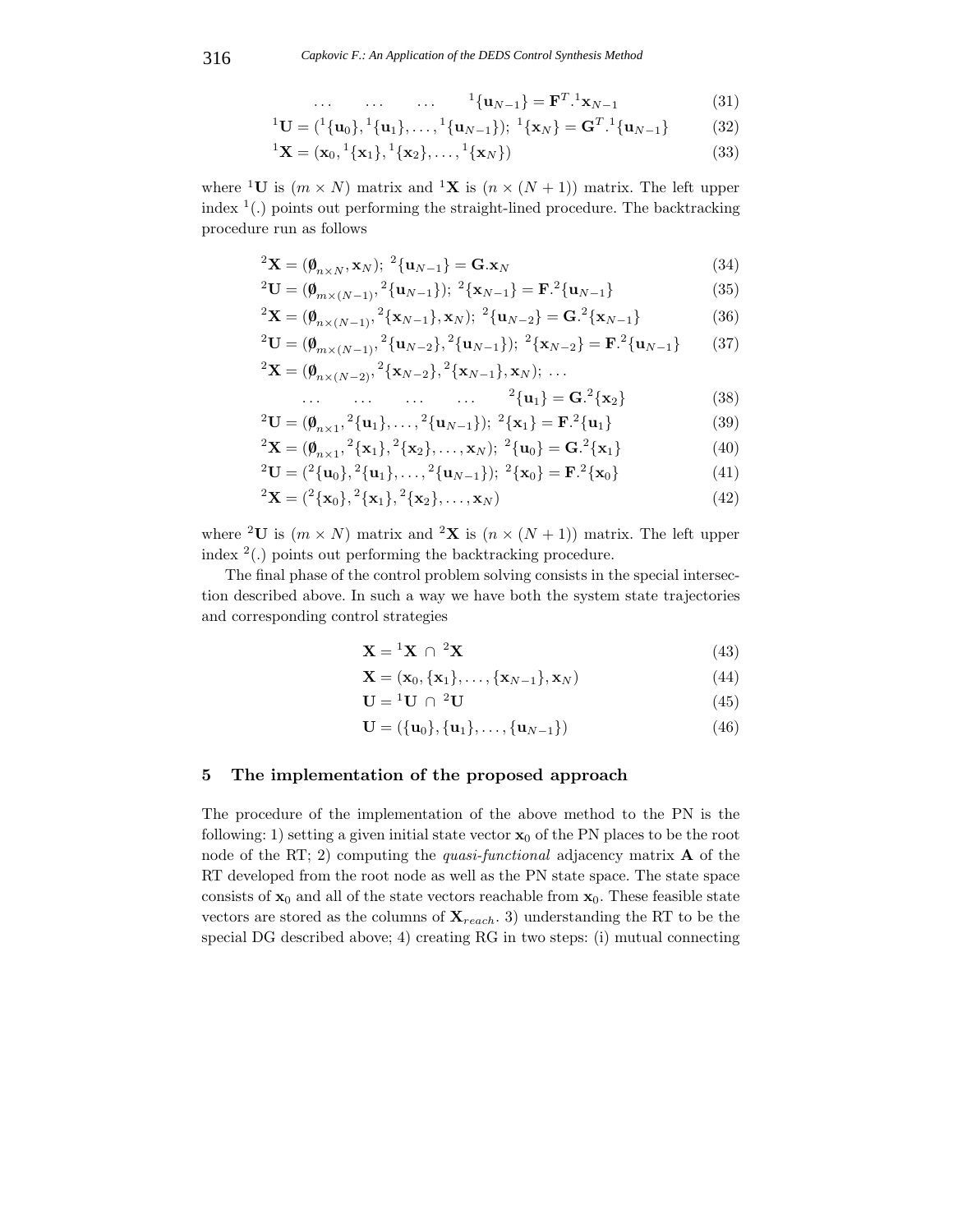$$\dots \quad \dots \quad \dots \quad {}^{1}\{\mathbf{u}_{N-1}\} = \mathbf{F}^{T}.{}^{1}\mathbf{x}_{N-1} \tag{31}$$

$${}^{1}\mathbf{U} = ({}^{1}\{\mathbf{u}_0\}, {}^{1}\{\mathbf{u}_1\}, \dots, {}^{1}\{\mathbf{u}_{N-1}\});\ {}^{1}\{\mathbf{x}_N\} = \mathbf{G}^{T}.{}^{1}\{\mathbf{u}_{N-1}\} \tag{32}$$

$${}^{1}\mathbf{X} = (\mathbf{x}_0, {}^{1}\{\mathbf{x}_1\}, {}^{1}\{\mathbf{x}_2\}, \dots, {}^{1}\{\mathbf{x}_N\}) \tag{33}$$

where ${}^{1}\mathbf{U}$ is $(m \times N)$ matrix and ${}^{1}\mathbf{X}$ is $(n \times (N+1))$ matrix. The left upper index ${}^{1}(.)$ points out performing the straight-lined procedure. The backtracking procedure run as follows

$${}^{2}\mathbf{X} = (\emptyset_{n \times N}, \mathbf{x}_N);\ {}^{2}\{\mathbf{u}_{N-1}\} = \mathbf{G}.\mathbf{x}_N \tag{34}$$

$${}^{2}\mathbf{U} = (\emptyset_{m \times (N-1)}, {}^{2}\{\mathbf{u}_{N-1}\});\ {}^{2}\{\mathbf{x}_{N-1}\} = \mathbf{F}.{}^{2}\{\mathbf{u}_{N-1}\} \tag{35}$$

$${}^{2}\mathbf{X} = (\emptyset_{n \times (N-1)}, {}^{2}\{\mathbf{x}_{N-1}\}, \mathbf{x}_N);\ {}^{2}\{\mathbf{u}_{N-2}\} = \mathbf{G}.{}^{2}\{\mathbf{x}_{N-1}\} \tag{36}$$

$${}^{2}\mathbf{U} = (\emptyset_{m \times (N-1)}, {}^{2}\{\mathbf{u}_{N-2}\}, {}^{2}\{\mathbf{u}_{N-1}\});\ {}^{2}\{\mathbf{x}_{N-2}\} = \mathbf{F}.{}^{2}\{\mathbf{u}_{N-1}\} \tag{37}$$

$${}^{2}\mathbf{X} = (\emptyset_{n \times (N-2)}, {}^{2}\{\mathbf{x}_{N-2}\}, {}^{2}\{\mathbf{x}_{N-1}\}, \mathbf{x}_N);\ \dots$$

$$\dots \quad \dots \quad \dots \quad \dots \quad {}^{2}\{\mathbf{u}_1\} = \mathbf{G}.{}^{2}\{\mathbf{x}_2\} \tag{38}$$

$${}^{2}\mathbf{U} = (\emptyset_{n \times 1}, {}^{2}\{\mathbf{u}_1\}, \dots, {}^{2}\{\mathbf{u}_{N-1}\});\ {}^{2}\{\mathbf{x}_1\} = \mathbf{F}.{}^{2}\{\mathbf{u}_1\} \tag{39}$$

$${}^{2}\mathbf{X} = (\emptyset_{n \times 1}, {}^{2}\{\mathbf{x}_1\}, {}^{2}\{\mathbf{x}_2\}, \dots, \mathbf{x}_N);\ {}^{2}\{\mathbf{u}_0\} = \mathbf{G}.{}^{2}\{\mathbf{x}_1\} \tag{40}$$

$${}^{2}\mathbf{U} = ({}^{2}\{\mathbf{u}_0\}, {}^{2}\{\mathbf{u}_1\}, \dots, {}^{2}\{\mathbf{u}_{N-1}\});\ {}^{2}\{\mathbf{x}_0\} = \mathbf{F}.{}^{2}\{\mathbf{x}_0\} \tag{41}$$

$${}^{2}\mathbf{X} = ({}^{2}\{\mathbf{x}_0\}, {}^{2}\{\mathbf{x}_1\}, {}^{2}\{\mathbf{x}_2\}, \dots, \mathbf{x}_N) \tag{42}$$

where ${}^{2}\mathbf{U}$ is $(m \times N)$ matrix and ${}^{2}\mathbf{X}$ is $(n \times (N+1))$ matrix. The left upper index ${}^{2}(.)$ points out performing the backtracking procedure.

The final phase of the control problem solving consists in the special intersection described above. In such a way we have both the system state trajectories and corresponding control strategies

$$\mathbf{X} = {}^{1}\mathbf{X} \cap {}^{2}\mathbf{X} \tag{43}$$

$$\mathbf{X} = (\mathbf{x}_0, \{\mathbf{x}_1\}, \dots, \{\mathbf{x}_{N-1}\}, \mathbf{x}_N) \tag{44}$$

$$\mathbf{U} = {}^{1}\mathbf{U} \cap {}^{2}\mathbf{U} \tag{45}$$

$$\mathbf{U} = (\{\mathbf{u}_0\}, \{\mathbf{u}_1\}, \dots, \{\mathbf{u}_{N-1}\}) \tag{46}$$

## 5 The implementation of the proposed approach

The procedure of the implementation of the above method to the PN is the following: 1) setting a given initial state vector $\mathbf{x}_0$ of the PN places to be the root node of the RT; 2) computing the *quasi-functional* adjacency matrix $\mathbf{A}$ of the RT developed from the root node as well as the PN state space. The state space consists of $\mathbf{x}_0$ and all of the state vectors reachable from $\mathbf{x}_0$. These feasible state vectors are stored as the columns of $\mathbf{X}_{reach}$. 3) understanding the RT to be the special DG described above; 4) creating RG in two steps: (i) mutual connecting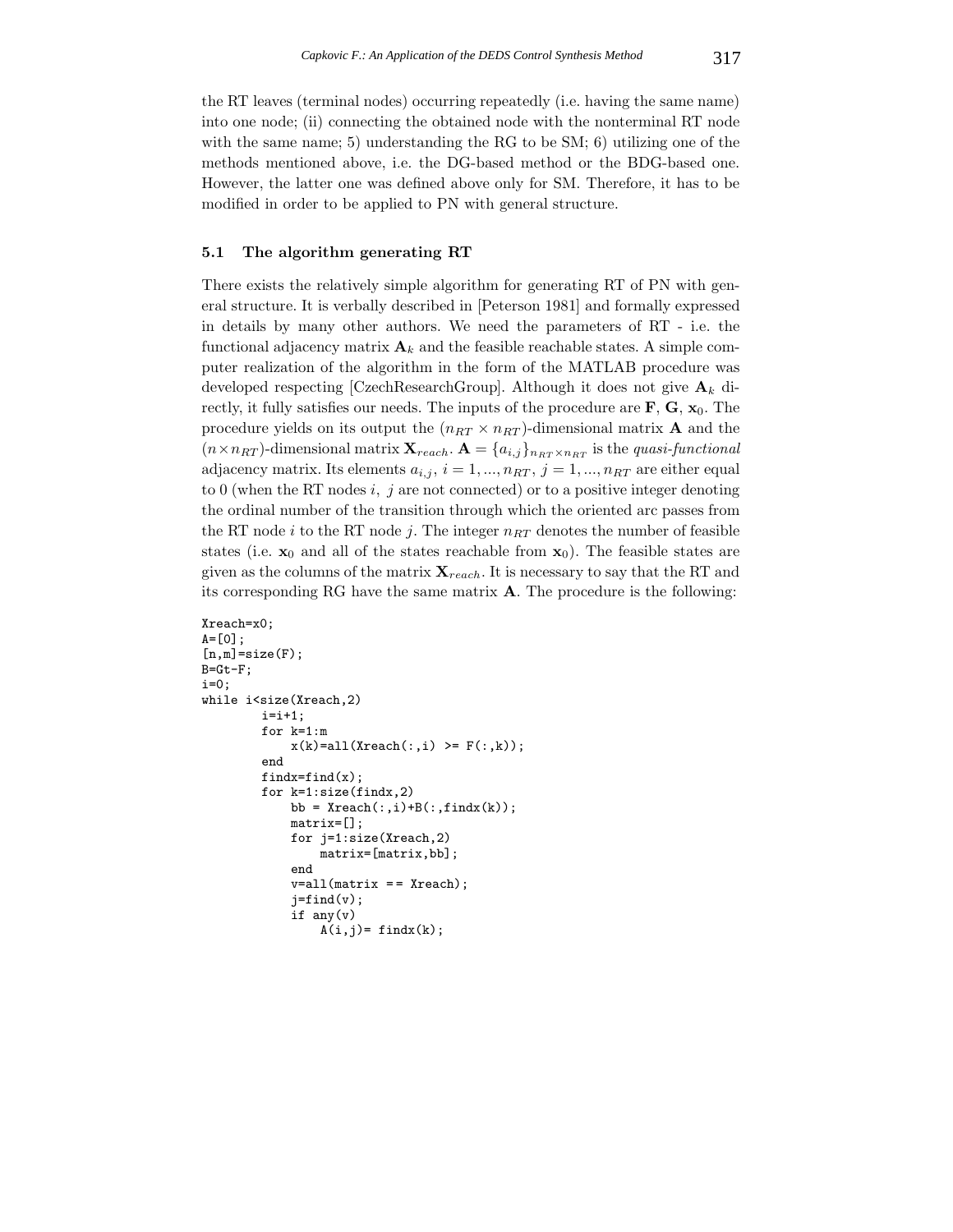the RT leaves (terminal nodes) occurring repeatedly (i.e. having the same name) into one node; (ii) connecting the obtained node with the nonterminal RT node with the same name; 5) understanding the RG to be SM; 6) utilizing one of the methods mentioned above, i.e. the DG-based method or the BDG-based one. However, the latter one was defined above only for SM. Therefore, it has to be modified in order to be applied to PN with general structure.

### 5.1 The algorithm generating RT

There exists the relatively simple algorithm for generating RT of PN with general structure. It is verbally described in [Peterson 1981] and formally expressed in details by many other authors. We need the parameters of RT - i.e. the functional adjacency matrix $\mathbf{A}_k$ and the feasible reachable states. A simple computer realization of the algorithm in the form of the MATLAB procedure was developed respecting [CzechResearchGroup]. Although it does not give $\mathbf{A}_k$ directly, it fully satisfies our needs. The inputs of the procedure are $\mathbf{F}$, $\mathbf{G}$, $\mathbf{x}_0$. The procedure yields on its output the $(n_{RT} \times n_{RT})$-dimensional matrix $\mathbf{A}$ and the $(n \times n_{RT})$-dimensional matrix $\mathbf{X}_{reach}$. $\mathbf{A} = \{a_{i,j}\}_{n_{RT} \times n_{RT}}$ is the *quasi-functional* adjacency matrix. Its elements $a_{i,j}$, $i = 1, ..., n_{RT}$, $j = 1, ..., n_{RT}$ are either equal to 0 (when the RT nodes $i$, $j$ are not connected) or to a positive integer denoting the ordinal number of the transition through which the oriented arc passes from the RT node $i$ to the RT node $j$. The integer $n_{RT}$ denotes the number of feasible states (i.e. $\mathbf{x}_0$ and all of the states reachable from $\mathbf{x}_0$). The feasible states are given as the columns of the matrix $\mathbf{X}_{reach}$. It is necessary to say that the RT and its corresponding RG have the same matrix $\mathbf{A}$. The procedure is the following:

```
Xreach=x0;
A=[0];
[n,m]=size(F);
B=Gt-F;
i=0;
while i<size(Xreach,2)
        i=i+1;
        for k=1:m
            x(k)=all(Xreach(:,i) >= F(:,k));
        end
        findx=find(x);
        for k=1:size(findx,2)
            bb = Xreach(:,i)+B(:,findx(k));
            matrix=[];
            for j=1:size(Xreach,2)
                matrix=[matrix,bb];
            end
            v=all(matrix == Xreach);
            j=find(v);
            if any(v)
                A(i,j)= findx(k);
```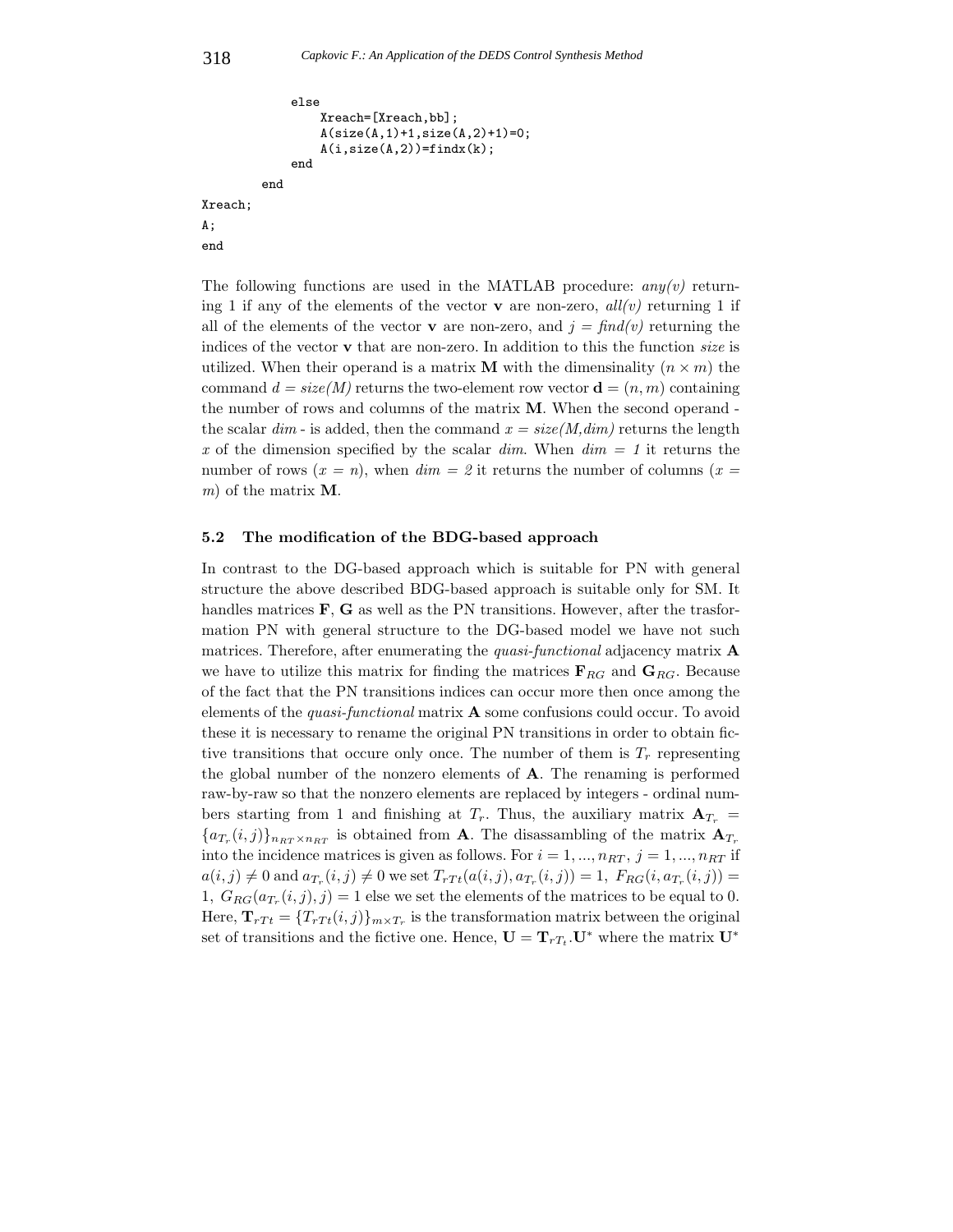```
            else
                Xreach=[Xreach,bb];
                A(size(A,1)+1,size(A,2)+1)=0;
                A(i,size(A,2))=findx(k);
            end
        end
Xreach;
A;
end
```

The following functions are used in the MATLAB procedure: *any(v)* returning 1 if any of the elements of the vector $\mathbf{v}$ are non-zero, *all(v)* returning 1 if all of the elements of the vector $\mathbf{v}$ are non-zero, and $j$ = *find(v)* returning the indices of the vector $\mathbf{v}$ that are non-zero. In addition to this the function *size* is utilized. When their operand is a matrix $\mathbf{M}$ with the dimensinality $(n \times m)$ the command $d$ = *size(M)* returns the two-element row vector $\mathbf{d} = (n, m)$ containing the number of rows and columns of the matrix $\mathbf{M}$. When the second operand - the scalar *dim* - is added, then the command $x$ = *size(M,dim)* returns the length $x$ of the dimension specified by the scalar *dim*. When *dim = 1* it returns the number of rows $(x = n)$, when *dim = 2* it returns the number of columns $(x = m)$ of the matrix $\mathbf{M}$.

### 5.2 The modification of the BDG-based approach

In contrast to the DG-based approach which is suitable for PN with general structure the above described BDG-based approach is suitable only for SM. It handles matrices $\mathbf{F}$, $\mathbf{G}$ as well as the PN transitions. However, after the trasformation PN with general structure to the DG-based model we have not such matrices. Therefore, after enumerating the *quasi-functional* adjacency matrix $\mathbf{A}$ we have to utilize this matrix for finding the matrices $\mathbf{F}_{RG}$ and $\mathbf{G}_{RG}$. Because of the fact that the PN transitions indices can occur more then once among the elements of the *quasi-functional* matrix $\mathbf{A}$ some confusions could occur. To avoid these it is necessary to rename the original PN transitions in order to obtain fictive transitions that occure only once. The number of them is $T_r$ representing the global number of the nonzero elements of $\mathbf{A}$. The renaming is performed raw-by-raw so that the nonzero elements are replaced by integers - ordinal numbers starting from 1 and finishing at $T_r$. Thus, the auxiliary matrix $\mathbf{A}_{T_r} = \{a_{T_r}(i,j)\}_{n_{RT} \times n_{RT}}$ is obtained from $\mathbf{A}$. The disassambling of the matrix $\mathbf{A}_{T_r}$ into the incidence matrices is given as follows. For $i = 1, ..., n_{RT}$, $j = 1, ..., n_{RT}$ if $a(i,j) \neq 0$ and $a_{T_r}(i,j) \neq 0$ we set $T_{rTt}(a(i,j), a_{T_r}(i,j)) = 1$, $F_{RG}(i, a_{T_r}(i,j)) = 1$, $G_{RG}(a_{T_r}(i,j), j) = 1$ else we set the elements of the matrices to be equal to 0. Here, $\mathbf{T}_{rTt} = \{T_{rTt}(i,j)\}_{m \times T_r}$ is the transformation matrix between the original set of transitions and the fictive one. Hence, $\mathbf{U} = \mathbf{T}_{rT_t}.\mathbf{U}^*$ where the matrix $\mathbf{U}^*$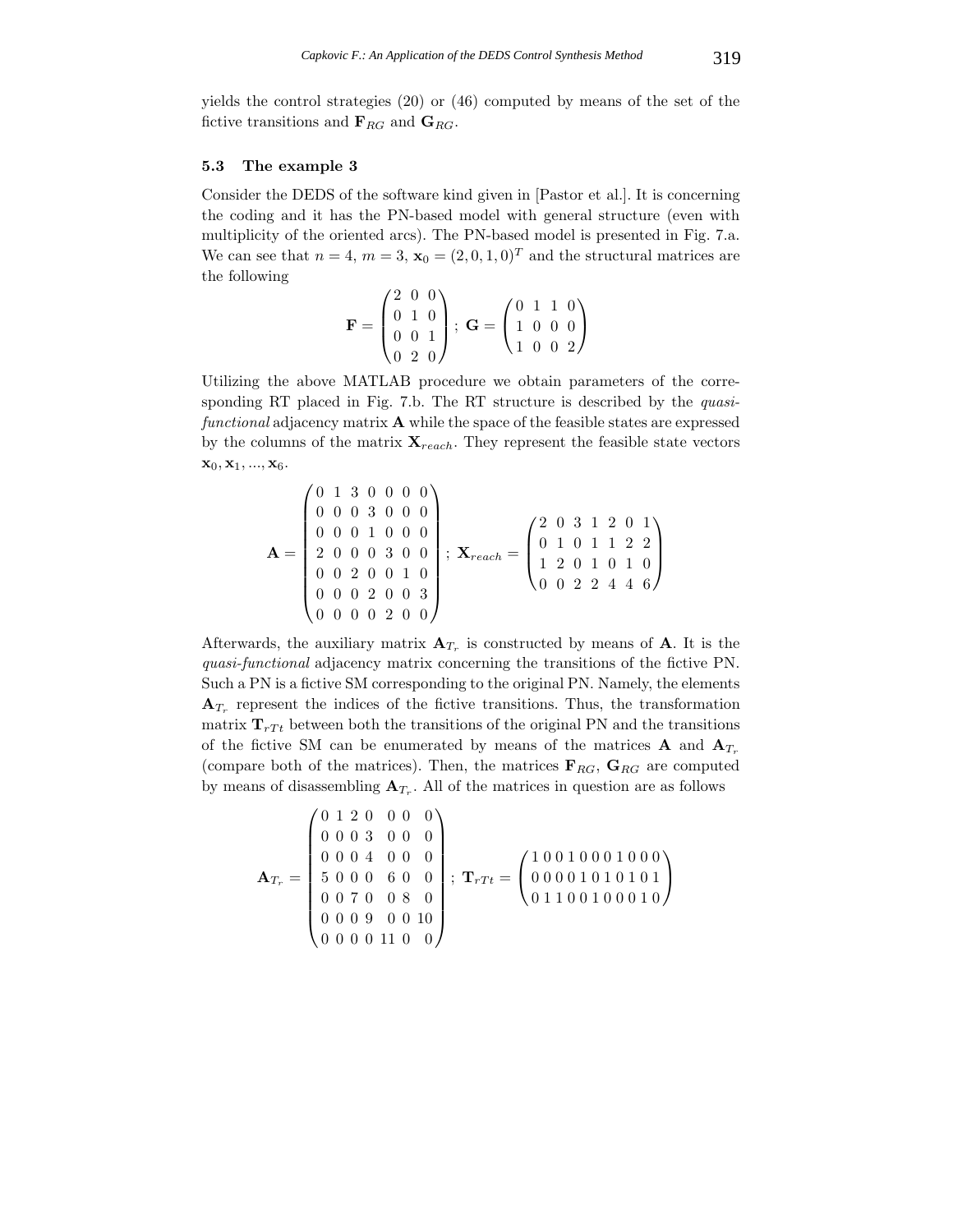yields the control strategies (20) or (46) computed by means of the set of the fictive transitions and $\mathbf{F}_{RG}$ and $\mathbf{G}_{RG}$.

### 5.3 The example 3

Consider the DEDS of the software kind given in [Pastor et al.]. It is concerning the coding and it has the PN-based model with general structure (even with multiplicity of the oriented arcs). The PN-based model is presented in Fig. 7.a. We can see that $n = 4$, $m = 3$, $\mathbf{x}_0 = (2, 0, 1, 0)^T$ and the structural matrices are the following

$$\mathbf{F} = \begin{pmatrix} 2 & 0 & 0 \\ 0 & 1 & 0 \\ 0 & 0 & 1 \\ 0 & 2 & 0 \end{pmatrix}; \ \mathbf{G} = \begin{pmatrix} 0 & 1 & 1 & 0 \\ 1 & 0 & 0 & 0 \\ 1 & 0 & 0 & 2 \end{pmatrix}$$

Utilizing the above MATLAB procedure we obtain parameters of the corresponding RT placed in Fig. 7.b. The RT structure is described by the *quasi-functional* adjacency matrix $\mathbf{A}$ while the space of the feasible states are expressed by the columns of the matrix $\mathbf{X}_{reach}$. They represent the feasible state vectors $\mathbf{x}_0, \mathbf{x}_1, ..., \mathbf{x}_6$.

$$\mathbf{A} = \begin{pmatrix} 0 & 1 & 3 & 0 & 0 & 0 & 0 \\ 0 & 0 & 0 & 3 & 0 & 0 & 0 \\ 0 & 0 & 0 & 1 & 0 & 0 & 0 \\ 2 & 0 & 0 & 0 & 3 & 0 & 0 \\ 0 & 0 & 2 & 0 & 0 & 1 & 0 \\ 0 & 0 & 0 & 2 & 0 & 0 & 3 \\ 0 & 0 & 0 & 0 & 2 & 0 & 0 \end{pmatrix}; \ \mathbf{X}_{reach} = \begin{pmatrix} 2 & 0 & 3 & 1 & 2 & 0 & 1 \\ 0 & 1 & 0 & 1 & 1 & 2 & 2 \\ 1 & 2 & 0 & 1 & 0 & 1 & 0 \\ 0 & 0 & 2 & 2 & 4 & 4 & 6 \end{pmatrix}$$

Afterwards, the auxiliary matrix $\mathbf{A}_{T_r}$ is constructed by means of $\mathbf{A}$. It is the *quasi-functional* adjacency matrix concerning the transitions of the fictive PN. Such a PN is a fictive SM corresponding to the original PN. Namely, the elements $\mathbf{A}_{T_r}$ represent the indices of the fictive transitions. Thus, the transformation matrix $\mathbf{T}_{rTt}$ between both the transitions of the original PN and the transitions of the fictive SM can be enumerated by means of the matrices $\mathbf{A}$ and $\mathbf{A}_{T_r}$ (compare both of the matrices). Then, the matrices $\mathbf{F}_{RG}$, $\mathbf{G}_{RG}$ are computed by means of disassembling $\mathbf{A}_{T_r}$. All of the matrices in question are as follows

$$\mathbf{A}_{T_r} = \begin{pmatrix} 0 & 1 & 2 & 0 & 0 & 0 & 0 \\ 0 & 0 & 0 & 3 & 0 & 0 & 0 \\ 0 & 0 & 0 & 4 & 0 & 0 & 0 \\ 5 & 0 & 0 & 0 & 6 & 0 & 0 \\ 0 & 0 & 7 & 0 & 0 & 8 & 0 \\ 0 & 0 & 0 & 9 & 0 & 0 & 10 \\ 0 & 0 & 0 & 0 & 11 & 0 & 0 \end{pmatrix}; \ \mathbf{T}_{rTt} = \begin{pmatrix} 1 & 0 & 0 & 1 & 0 & 0 & 0 & 1 & 0 & 0 & 0 \\ 0 & 0 & 0 & 0 & 1 & 0 & 1 & 0 & 1 & 0 & 1 \\ 0 & 1 & 1 & 0 & 0 & 1 & 0 & 0 & 0 & 1 & 0 \end{pmatrix}$$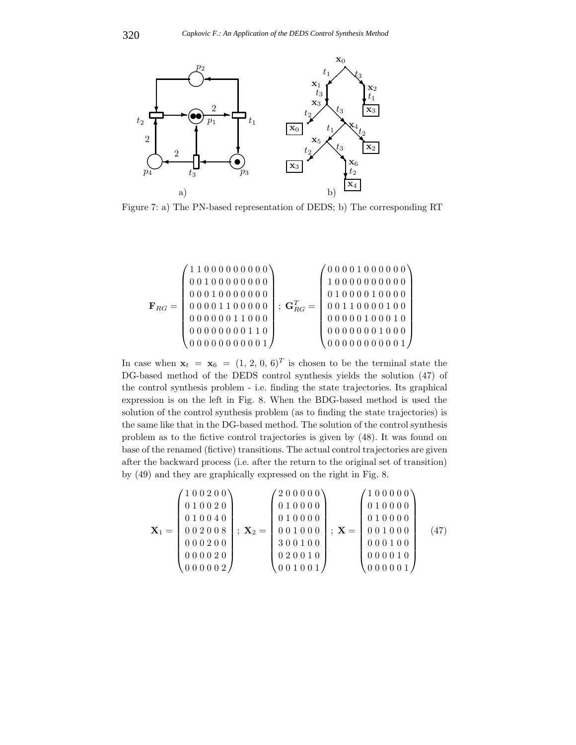Figure 7: a) The PN-based representation of DEDS; b) The corresponding RT

$$
\mathbf{F}_{RG} = \begin{pmatrix}
1\,1\,0\,0\,0\,0\,0\,0\,0\,0\,0 \\
0\,0\,1\,0\,0\,0\,0\,0\,0\,0\,0 \\
0\,0\,0\,1\,0\,0\,0\,0\,0\,0\,0 \\
0\,0\,0\,0\,1\,1\,0\,0\,0\,0\,0 \\
0\,0\,0\,0\,0\,0\,1\,1\,0\,0\,0 \\
0\,0\,0\,0\,0\,0\,0\,0\,1\,1\,0 \\
0\,0\,0\,0\,0\,0\,0\,0\,0\,0\,1
\end{pmatrix}; \;
\mathbf{G}_{RG}^{T} = \begin{pmatrix}
0\,0\,0\,0\,1\,0\,0\,0\,0\,0\,0 \\
1\,0\,0\,0\,0\,0\,0\,0\,0\,0\,0 \\
0\,1\,0\,0\,0\,0\,1\,0\,0\,0\,0 \\
0\,0\,1\,1\,0\,0\,0\,0\,1\,0\,0 \\
0\,0\,0\,0\,0\,1\,0\,0\,0\,1\,0 \\
0\,0\,0\,0\,0\,0\,0\,1\,0\,0\,0 \\
0\,0\,0\,0\,0\,0\,0\,0\,0\,0\,1
\end{pmatrix}
$$

In case when $\mathbf{x}_t = \mathbf{x}_6 = (1, 2, 0, 6)^T$ is chosen to be the terminal state the DG-based method of the DEDS control synthesis yields the solution (47) of the control synthesis problem - i.e. finding the state trajectories. Its graphical expression is on the left in Fig. 8. When the BDG-based method is used the solution of the control synthesis problem (as to finding the state trajectories) is the same like that in the DG-based method. The solution of the control synthesis problem as to the fictive control trajectories is given by (48). It was found on base of the renamed (fictive) transitions. The actual control trajectories are given after the backward process (i.e. after the return to the original set of transition) by (49) and they are graphically expressed on the right in Fig. 8.

$$
\mathbf{X}_1 = \begin{pmatrix}
1\,0\,0\,2\,0\,0 \\
0\,1\,0\,0\,2\,0 \\
0\,1\,0\,0\,4\,0 \\
0\,0\,2\,0\,0\,8 \\
0\,0\,0\,2\,0\,0 \\
0\,0\,0\,0\,2\,0 \\
0\,0\,0\,0\,0\,2
\end{pmatrix}; \;
\mathbf{X}_2 = \begin{pmatrix}
2\,0\,0\,0\,0\,0 \\
0\,1\,0\,0\,0\,0 \\
0\,1\,0\,0\,0\,0 \\
0\,0\,1\,0\,0\,0 \\
3\,0\,0\,1\,0\,0 \\
0\,2\,0\,0\,1\,0 \\
0\,0\,1\,0\,0\,1
\end{pmatrix}; \;
\mathbf{X} = \begin{pmatrix}
1\,0\,0\,0\,0\,0 \\
0\,1\,0\,0\,0\,0 \\
0\,1\,0\,0\,0\,0 \\
0\,0\,1\,0\,0\,0 \\
0\,0\,0\,1\,0\,0 \\
0\,0\,0\,0\,1\,0 \\
0\,0\,0\,0\,0\,1
\end{pmatrix} \quad (47)
$$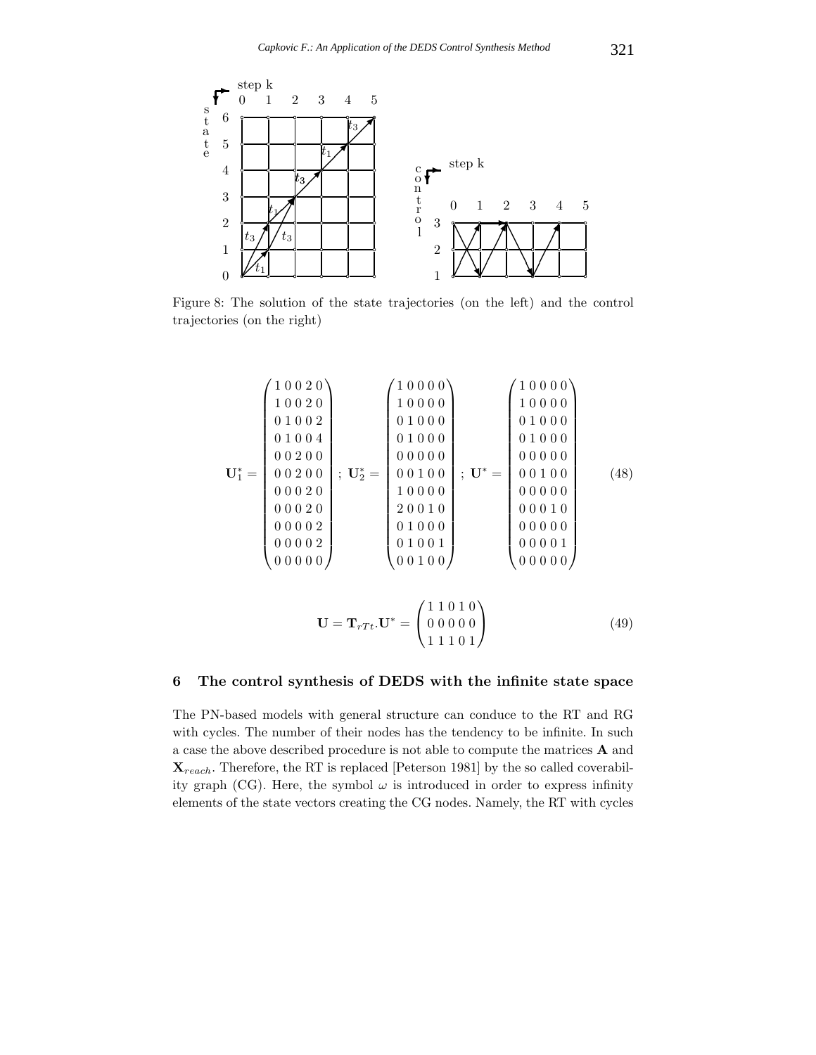Figure 8: The solution of the state trajectories (on the left) and the control trajectories (on the right)

$$
\mathbf{U}_1^* = \begin{pmatrix} 1\,0\,0\,2\,0 \\ 1\,0\,0\,2\,0 \\ 0\,1\,0\,0\,2 \\ 0\,1\,0\,0\,4 \\ 0\,0\,2\,0\,0 \\ 0\,0\,2\,0\,0 \\ 0\,0\,0\,2\,0 \\ 0\,0\,0\,2\,0 \\ 0\,0\,0\,0\,2 \\ 0\,0\,0\,0\,2 \\ 0\,0\,0\,0\,0 \end{pmatrix}; \; \mathbf{U}_2^* = \begin{pmatrix} 1\,0\,0\,0\,0 \\ 1\,0\,0\,0\,0 \\ 0\,1\,0\,0\,0 \\ 0\,1\,0\,0\,0 \\ 0\,0\,0\,0\,0 \\ 0\,0\,1\,0\,0 \\ 1\,0\,0\,0\,0 \\ 2\,0\,0\,1\,0 \\ 0\,1\,0\,0\,0 \\ 0\,1\,0\,0\,1 \\ 0\,0\,1\,0\,0 \end{pmatrix}; \; \mathbf{U}^* = \begin{pmatrix} 1\,0\,0\,0\,0 \\ 1\,0\,0\,0\,0 \\ 0\,1\,0\,0\,0 \\ 0\,1\,0\,0\,0 \\ 0\,0\,0\,0\,0 \\ 0\,0\,1\,0\,0 \\ 0\,0\,0\,0\,0 \\ 0\,0\,0\,1\,0 \\ 0\,0\,0\,0\,0 \\ 0\,0\,0\,0\,1 \\ 0\,0\,0\,0\,0 \end{pmatrix} \tag{48}
$$

$$
\mathbf{U} = \mathbf{T}_{rTt}.\mathbf{U}^* = \begin{pmatrix} 1\,1\,0\,1\,0 \\ 0\,0\,0\,0\,0 \\ 1\,1\,1\,0\,1 \end{pmatrix} \tag{49}
$$

## 6 The control synthesis of DEDS with the infinite state space

The PN-based models with general structure can conduce to the RT and RG with cycles. The number of their nodes has the tendency to be infinite. In such a case the above described procedure is not able to compute the matrices $\mathbf{A}$ and $\mathbf{X}_{reach}$. Therefore, the RT is replaced [Peterson 1981] by the so called coverability graph (CG). Here, the symbol $\omega$ is introduced in order to express infinity elements of the state vectors creating the CG nodes. Namely, the RT with cycles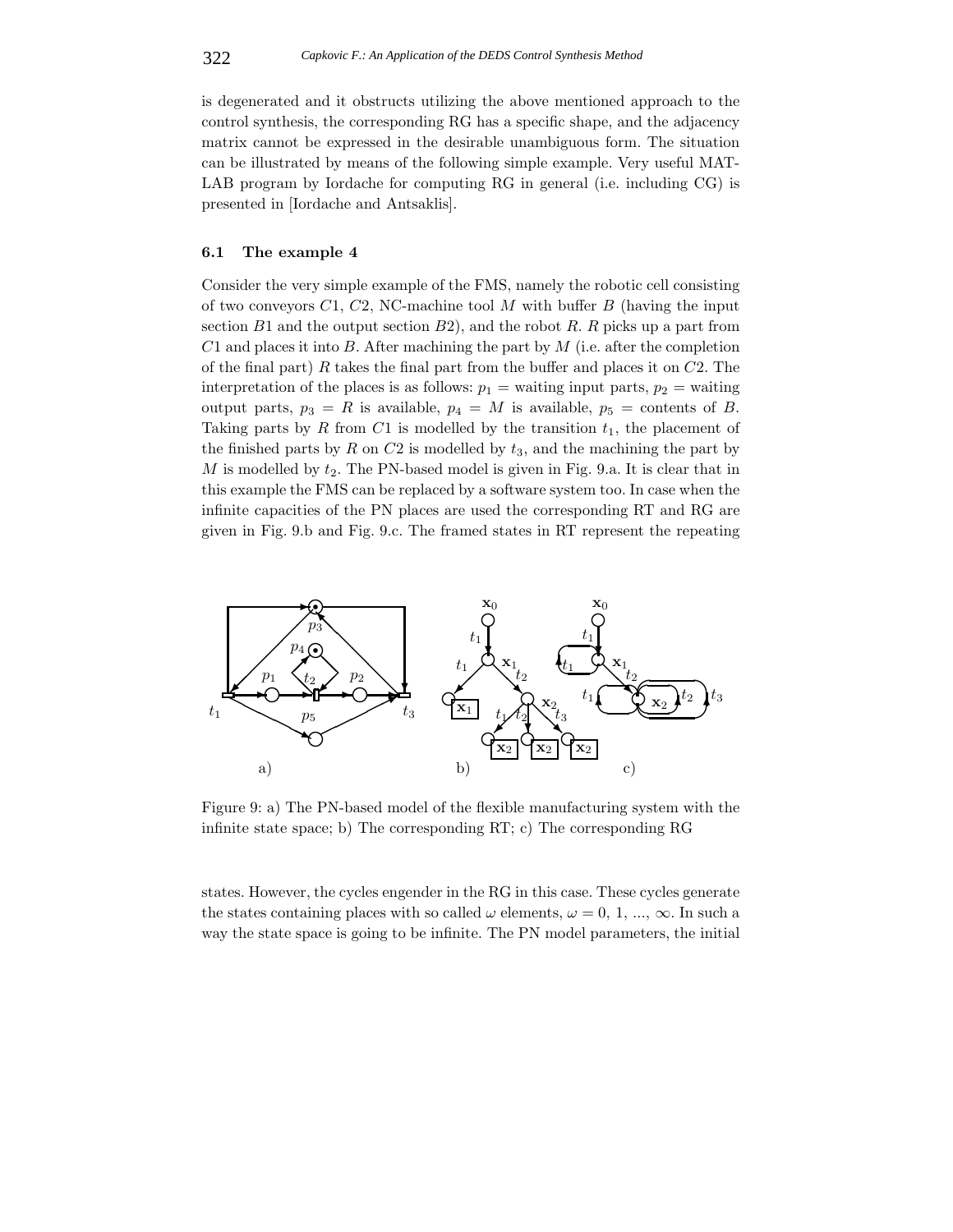is degenerated and it obstructs utilizing the above mentioned approach to the control synthesis, the corresponding RG has a specific shape, and the adjacency matrix cannot be expressed in the desirable unambiguous form. The situation can be illustrated by means of the following simple example. Very useful MATLAB program by Iordache for computing RG in general (i.e. including CG) is presented in [Iordache and Antsaklis].

### 6.1 The example 4

Consider the very simple example of the FMS, namely the robotic cell consisting of two conveyors $C1$, $C2$, NC-machine tool $M$ with buffer $B$ (having the input section $B1$ and the output section $B2$), and the robot $R$. $R$ picks up a part from $C1$ and places it into $B$. After machining the part by $M$ (i.e. after the completion of the final part) $R$ takes the final part from the buffer and places it on $C2$. The interpretation of the places is as follows: $p_1$ = waiting input parts, $p_2$ = waiting output parts, $p_3 = R$ is available, $p_4 = M$ is available, $p_5$ = contents of $B$. Taking parts by $R$ from $C1$ is modelled by the transition $t_1$, the placement of the finished parts by $R$ on $C2$ is modelled by $t_3$, and the machining the part by $M$ is modelled by $t_2$. The PN-based model is given in Fig. 9.a. It is clear that in this example the FMS can be replaced by a software system too. In case when the infinite capacities of the PN places are used the corresponding RT and RG are given in Fig. 9.b and Fig. 9.c. The framed states in RT represent the repeating

Figure 9: a) The PN-based model of the flexible manufacturing system with the infinite state space; b) The corresponding RT; c) The corresponding RG

states. However, the cycles engender in the RG in this case. These cycles generate the states containing places with so called $\omega$ elements, $\omega = 0, 1, ..., \infty$. In such a way the state space is going to be infinite. The PN model parameters, the initial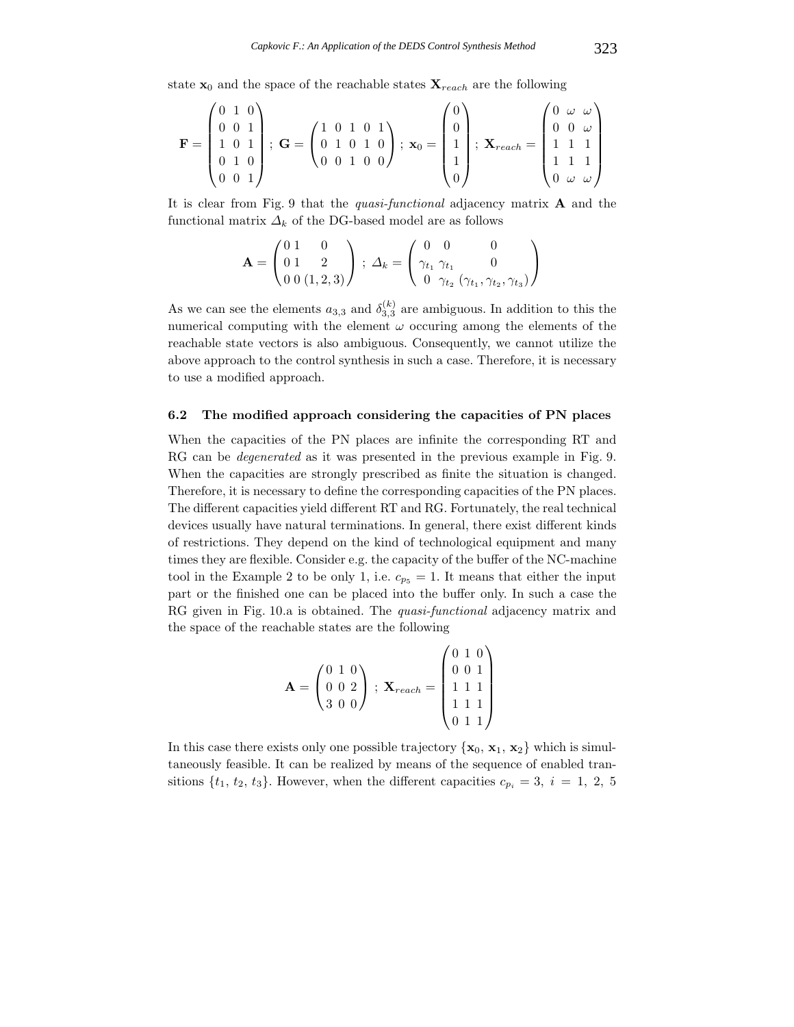state $\mathbf{x}_0$ and the space of the reachable states $\mathbf{X}_{reach}$ are the following

$$\mathbf{F} = \begin{pmatrix} 0 & 1 & 0 \\ 0 & 0 & 1 \\ 1 & 0 & 1 \\ 0 & 1 & 0 \\ 0 & 0 & 1 \end{pmatrix} ; \; \mathbf{G} = \begin{pmatrix} 1 & 0 & 1 & 0 & 1 \\ 0 & 1 & 0 & 1 & 0 \\ 0 & 0 & 1 & 0 & 0 \end{pmatrix} ; \; \mathbf{x}_0 = \begin{pmatrix} 0 \\ 0 \\ 1 \\ 1 \\ 0 \end{pmatrix} ; \; \mathbf{X}_{reach} = \begin{pmatrix} 0 & \omega & \omega \\ 0 & 0 & \omega \\ 1 & 1 & 1 \\ 1 & 1 & 1 \\ 0 & \omega & \omega \end{pmatrix}$$

It is clear from Fig. 9 that the *quasi-functional* adjacency matrix $\mathbf{A}$ and the functional matrix $\Delta_k$ of the DG-based model are as follows

$$\mathbf{A} = \begin{pmatrix} 0 & 1 & 0 \\ 0 & 1 & 2 \\ 0 & 0 & (1,2,3) \end{pmatrix} ; \; \Delta_k = \begin{pmatrix} 0 & 0 & 0 \\ \gamma_{t_1} & \gamma_{t_1} & 0 \\ 0 & \gamma_{t_2} & (\gamma_{t_1}, \gamma_{t_2}, \gamma_{t_3}) \end{pmatrix}$$

As we can see the elements $a_{3,3}$ and $\delta_{3,3}^{(k)}$ are ambiguous. In addition to this the numerical computing with the element $\omega$ occuring among the elements of the reachable state vectors is also ambiguous. Consequently, we cannot utilize the above approach to the control synthesis in such a case. Therefore, it is necessary to use a modified approach.

### 6.2 The modified approach considering the capacities of PN places

When the capacities of the PN places are infinite the corresponding RT and RG can be *degenerated* as it was presented in the previous example in Fig. 9. When the capacities are strongly prescribed as finite the situation is changed. Therefore, it is necessary to define the corresponding capacities of the PN places. The different capacities yield different RT and RG. Fortunately, the real technical devices usually have natural terminations. In general, there exist different kinds of restrictions. They depend on the kind of technological equipment and many times they are flexible. Consider e.g. the capacity of the buffer of the NC-machine tool in the Example 2 to be only 1, i.e. $c_{p_5} = 1$. It means that either the input part or the finished one can be placed into the buffer only. In such a case the RG given in Fig. 10.a is obtained. The *quasi-functional* adjacency matrix and the space of the reachable states are the following

$$\mathbf{A} = \begin{pmatrix} 0 & 1 & 0 \\ 0 & 0 & 2 \\ 3 & 0 & 0 \end{pmatrix} ; \; \mathbf{X}_{reach} = \begin{pmatrix} 0 & 1 & 0 \\ 0 & 0 & 1 \\ 1 & 1 & 1 \\ 1 & 1 & 1 \\ 0 & 1 & 1 \end{pmatrix}$$

In this case there exists only one possible trajectory $\{\mathbf{x}_0, \mathbf{x}_1, \mathbf{x}_2\}$ which is simultaneously feasible. It can be realized by means of the sequence of enabled transitions $\{t_1, t_2, t_3\}$. However, when the different capacities $c_{p_i} = 3, \; i = 1, \; 2, \; 5$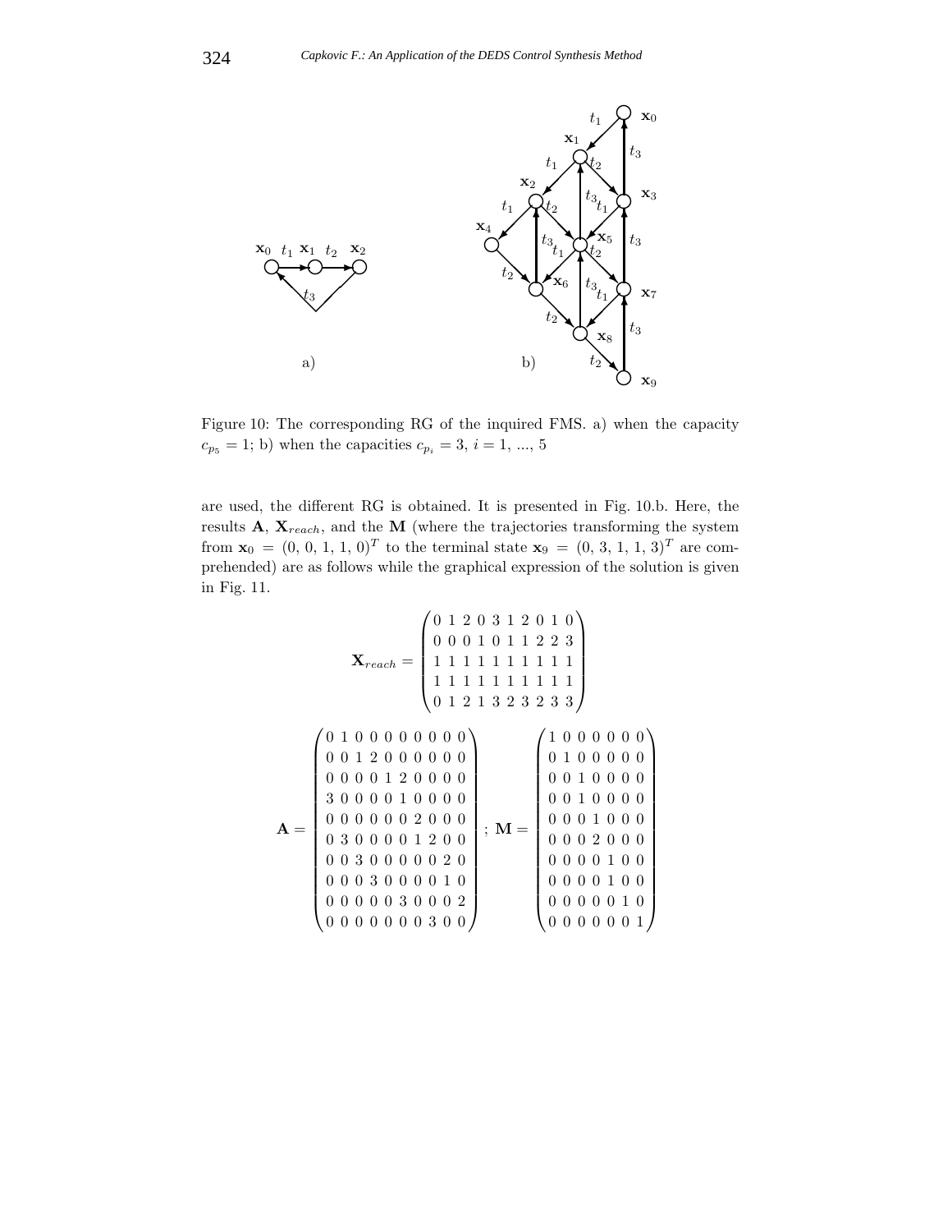Figure 10: The corresponding RG of the inquired FMS. a) when the capacity $c_{p_5} = 1$; b) when the capacities $c_{p_i} = 3$, $i = 1, ..., 5$

are used, the different RG is obtained. It is presented in Fig. 10.b. Here, the results $\mathbf{A}$, $\mathbf{X}_{reach}$, and the $\mathbf{M}$ (where the trajectories transforming the system from $\mathbf{x}_0 = (0, 0, 1, 1, 0)^T$ to the terminal state $\mathbf{x}_9 = (0, 3, 1, 1, 3)^T$ are comprehended) are as follows while the graphical expression of the solution is given in Fig. 11.

$$\mathbf{X}_{reach} = \begin{pmatrix} 0 & 1 & 2 & 0 & 3 & 1 & 2 & 0 & 1 & 0 \\ 0 & 0 & 0 & 1 & 0 & 1 & 1 & 2 & 2 & 3 \\ 1 & 1 & 1 & 1 & 1 & 1 & 1 & 1 & 1 & 1 \\ 1 & 1 & 1 & 1 & 1 & 1 & 1 & 1 & 1 & 1 \\ 0 & 1 & 2 & 1 & 3 & 2 & 3 & 2 & 3 & 3 \end{pmatrix}$$

$$\mathbf{A} = \begin{pmatrix} 0 & 1 & 0 & 0 & 0 & 0 & 0 & 0 & 0 & 0 \\ 0 & 0 & 1 & 2 & 0 & 0 & 0 & 0 & 0 & 0 \\ 0 & 0 & 0 & 0 & 1 & 2 & 0 & 0 & 0 & 0 \\ 3 & 0 & 0 & 0 & 0 & 1 & 0 & 0 & 0 & 0 \\ 0 & 0 & 0 & 0 & 0 & 0 & 2 & 0 & 0 & 0 \\ 0 & 3 & 0 & 0 & 0 & 0 & 1 & 2 & 0 & 0 \\ 0 & 0 & 3 & 0 & 0 & 0 & 0 & 0 & 2 & 0 \\ 0 & 0 & 0 & 3 & 0 & 0 & 0 & 0 & 1 & 0 \\ 0 & 0 & 0 & 0 & 0 & 3 & 0 & 0 & 0 & 2 \\ 0 & 0 & 0 & 0 & 0 & 0 & 0 & 3 & 0 & 0 \end{pmatrix}; \ \mathbf{M} = \begin{pmatrix} 1 & 0 & 0 & 0 & 0 & 0 & 0 \\ 0 & 1 & 0 & 0 & 0 & 0 & 0 \\ 0 & 0 & 1 & 0 & 0 & 0 & 0 \\ 0 & 0 & 1 & 0 & 0 & 0 & 0 \\ 0 & 0 & 0 & 1 & 0 & 0 & 0 \\ 0 & 0 & 0 & 2 & 0 & 0 & 0 \\ 0 & 0 & 0 & 0 & 1 & 0 & 0 \\ 0 & 0 & 0 & 0 & 1 & 0 & 0 \\ 0 & 0 & 0 & 0 & 0 & 1 & 0 \\ 0 & 0 & 0 & 0 & 0 & 0 & 1 \end{pmatrix}$$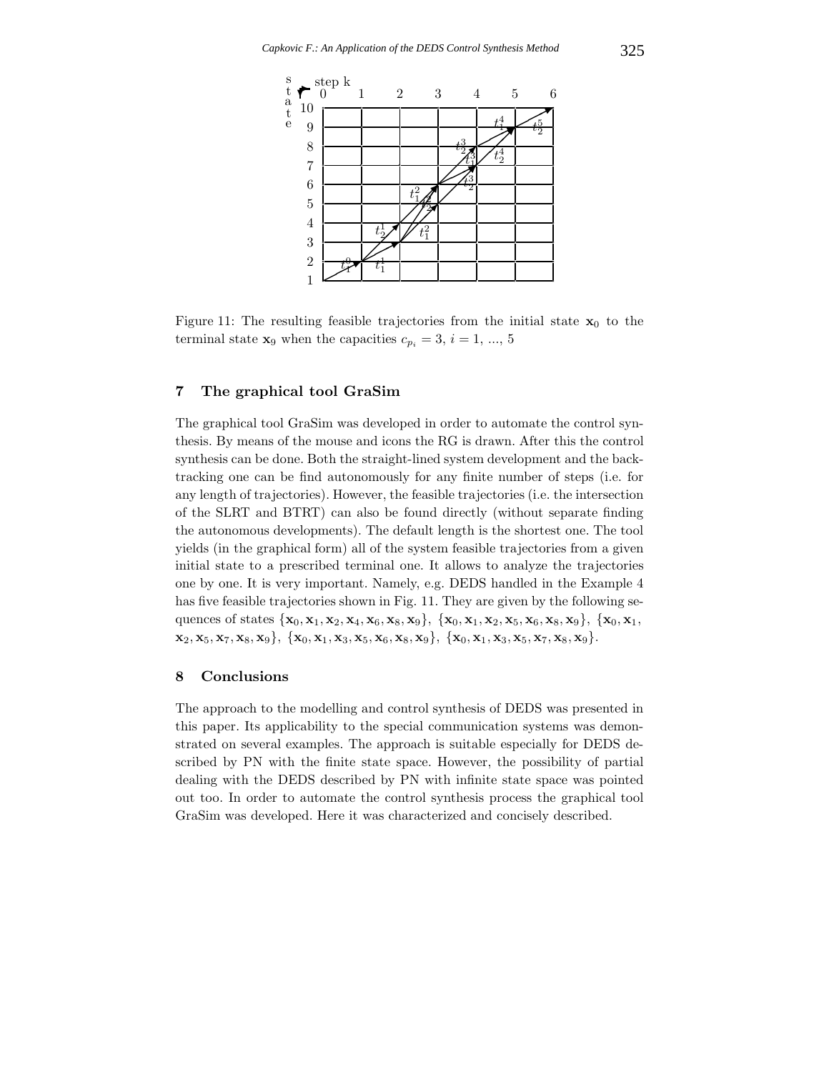Figure 11: The resulting feasible trajectories from the initial state $\mathbf{x}_0$ to the terminal state $\mathbf{x}_9$ when the capacities $c_{p_i} = 3$, $i = 1, ..., 5$

## 7 The graphical tool GraSim

The graphical tool GraSim was developed in order to automate the control synthesis. By means of the mouse and icons the RG is drawn. After this the control synthesis can be done. Both the straight-lined system development and the backtracking one can be find autonomously for any finite number of steps (i.e. for any length of trajectories). However, the feasible trajectories (i.e. the intersection of the SLRT and BTRT) can also be found directly (without separate finding the autonomous developments). The default length is the shortest one. The tool yields (in the graphical form) all of the system feasible trajectories from a given initial state to a prescribed terminal one. It allows to analyze the trajectories one by one. It is very important. Namely, e.g. DEDS handled in the Example 4 has five feasible trajectories shown in Fig. 11. They are given by the following sequences of states $\{\mathbf{x}_0, \mathbf{x}_1, \mathbf{x}_2, \mathbf{x}_4, \mathbf{x}_6, \mathbf{x}_8, \mathbf{x}_9\}$, $\{\mathbf{x}_0, \mathbf{x}_1, \mathbf{x}_2, \mathbf{x}_5, \mathbf{x}_6, \mathbf{x}_8, \mathbf{x}_9\}$, $\{\mathbf{x}_0, \mathbf{x}_1, \mathbf{x}_2, \mathbf{x}_5, \mathbf{x}_7, \mathbf{x}_8, \mathbf{x}_9\}$, $\{\mathbf{x}_0, \mathbf{x}_1, \mathbf{x}_3, \mathbf{x}_5, \mathbf{x}_6, \mathbf{x}_8, \mathbf{x}_9\}$, $\{\mathbf{x}_0, \mathbf{x}_1, \mathbf{x}_3, \mathbf{x}_5, \mathbf{x}_7, \mathbf{x}_8, \mathbf{x}_9\}$.

## 8 Conclusions

The approach to the modelling and control synthesis of DEDS was presented in this paper. Its applicability to the special communication systems was demonstrated on several examples. The approach is suitable especially for DEDS described by PN with the finite state space. However, the possibility of partial dealing with the DEDS described by PN with infinite state space was pointed out too. In order to automate the control synthesis process the graphical tool GraSim was developed. Here it was characterized and concisely described.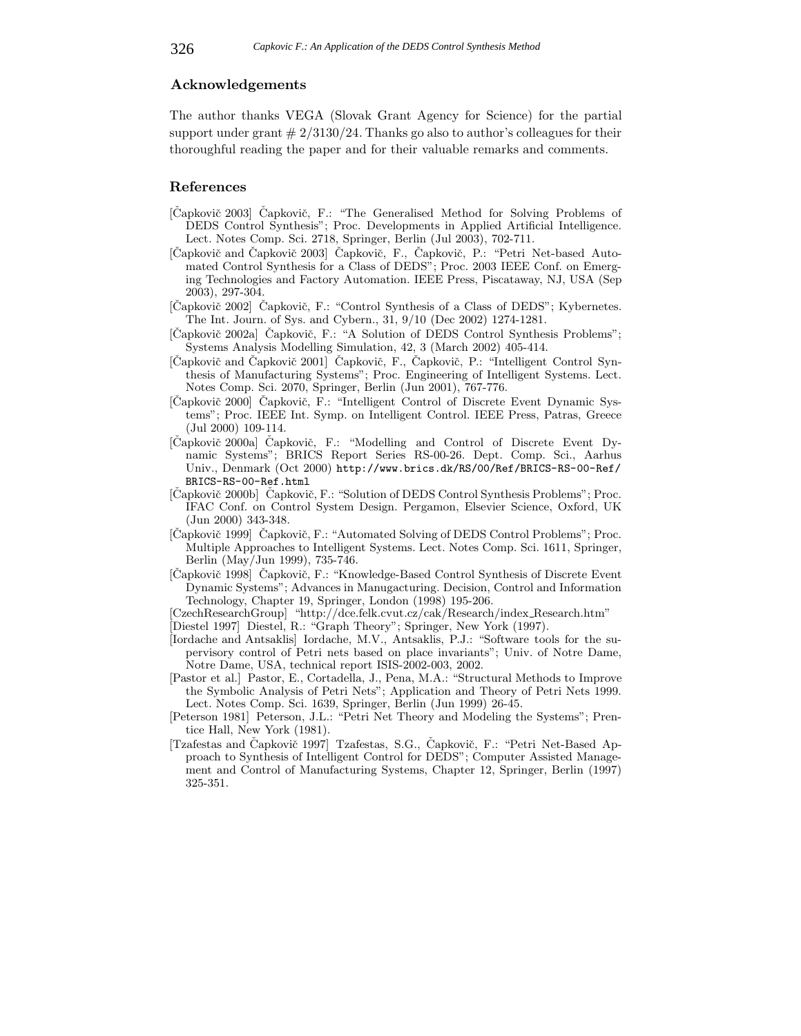## Acknowledgements

The author thanks VEGA (Slovak Grant Agency for Science) for the partial support under grant # 2/3130/24. Thanks go also to author's colleagues for their thoroughful reading the paper and for their valuable remarks and comments.

## References

[Čapkovič 2003] Čapkovič, F.: "The Generalised Method for Solving Problems of DEDS Control Synthesis"; Proc. Developments in Applied Artificial Intelligence. Lect. Notes Comp. Sci. 2718, Springer, Berlin (Jul 2003), 702-711.

[Čapkovič and Čapkovič 2003] Čapkovič, F., Čapkovič, P.: "Petri Net-based Automated Control Synthesis for a Class of DEDS"; Proc. 2003 IEEE Conf. on Emerging Technologies and Factory Automation. IEEE Press, Piscataway, NJ, USA (Sep 2003), 297-304.

[Čapkovič 2002] Čapkovič, F.: "Control Synthesis of a Class of DEDS"; Kybernetes. The Int. Journ. of Sys. and Cybern., 31, 9/10 (Dec 2002) 1274-1281.

[Čapkovič 2002a] Čapkovič, F.: "A Solution of DEDS Control Synthesis Problems"; Systems Analysis Modelling Simulation, 42, 3 (March 2002) 405-414.

[Čapkovič and Čapkovič 2001] Čapkovič, F., Čapkovič, P.: "Intelligent Control Synthesis of Manufacturing Systems"; Proc. Engineering of Intelligent Systems. Lect. Notes Comp. Sci. 2070, Springer, Berlin (Jun 2001), 767-776.

[Čapkovič 2000] Čapkovič, F.: "Intelligent Control of Discrete Event Dynamic Systems"; Proc. IEEE Int. Symp. on Intelligent Control. IEEE Press, Patras, Greece (Jul 2000) 109-114.

[Čapkovič 2000a] Čapkovič, F.: "Modelling and Control of Discrete Event Dynamic Systems"; BRICS Report Series RS-00-26. Dept. Comp. Sci., Aarhus Univ., Denmark (Oct 2000) http://www.brics.dk/RS/00/Ref/BRICS-RS-00-Ref/BRICS-RS-00-Ref.html

[Čapkovič 2000b] Čapkovič, F.: "Solution of DEDS Control Synthesis Problems"; Proc. IFAC Conf. on Control System Design. Pergamon, Elsevier Science, Oxford, UK (Jun 2000) 343-348.

[Čapkovič 1999] Čapkovič, F.: "Automated Solving of DEDS Control Problems"; Proc. Multiple Approaches to Intelligent Systems. Lect. Notes Comp. Sci. 1611, Springer, Berlin (May/Jun 1999), 735-746.

[Čapkovič 1998] Čapkovič, F.: "Knowledge-Based Control Synthesis of Discrete Event Dynamic Systems"; Advances in Manugacturing. Decision, Control and Information Technology, Chapter 19, Springer, London (1998) 195-206.

[CzechResearchGroup] "http://dce.felk.cvut.cz/cak/Research/index_Research.htm"

[Diestel 1997] Diestel, R.: "Graph Theory"; Springer, New York (1997).

[Iordache and Antsaklis] Iordache, M.V., Antsaklis, P.J.: "Software tools for the supervisory control of Petri nets based on place invariants"; Univ. of Notre Dame, Notre Dame, USA, technical report ISIS-2002-003, 2002.

[Pastor et al.] Pastor, E., Cortadella, J., Pena, M.A.: "Structural Methods to Improve the Symbolic Analysis of Petri Nets"; Application and Theory of Petri Nets 1999. Lect. Notes Comp. Sci. 1639, Springer, Berlin (Jun 1999) 26-45.

[Peterson 1981] Peterson, J.L.: "Petri Net Theory and Modeling the Systems"; Prentice Hall, New York (1981).

[Tzafestas and Čapkovič 1997] Tzafestas, S.G., Čapkovič, F.: "Petri Net-Based Approach to Synthesis of Intelligent Control for DEDS"; Computer Assisted Management and Control of Manufacturing Systems, Chapter 12, Springer, Berlin (1997) 325-351.